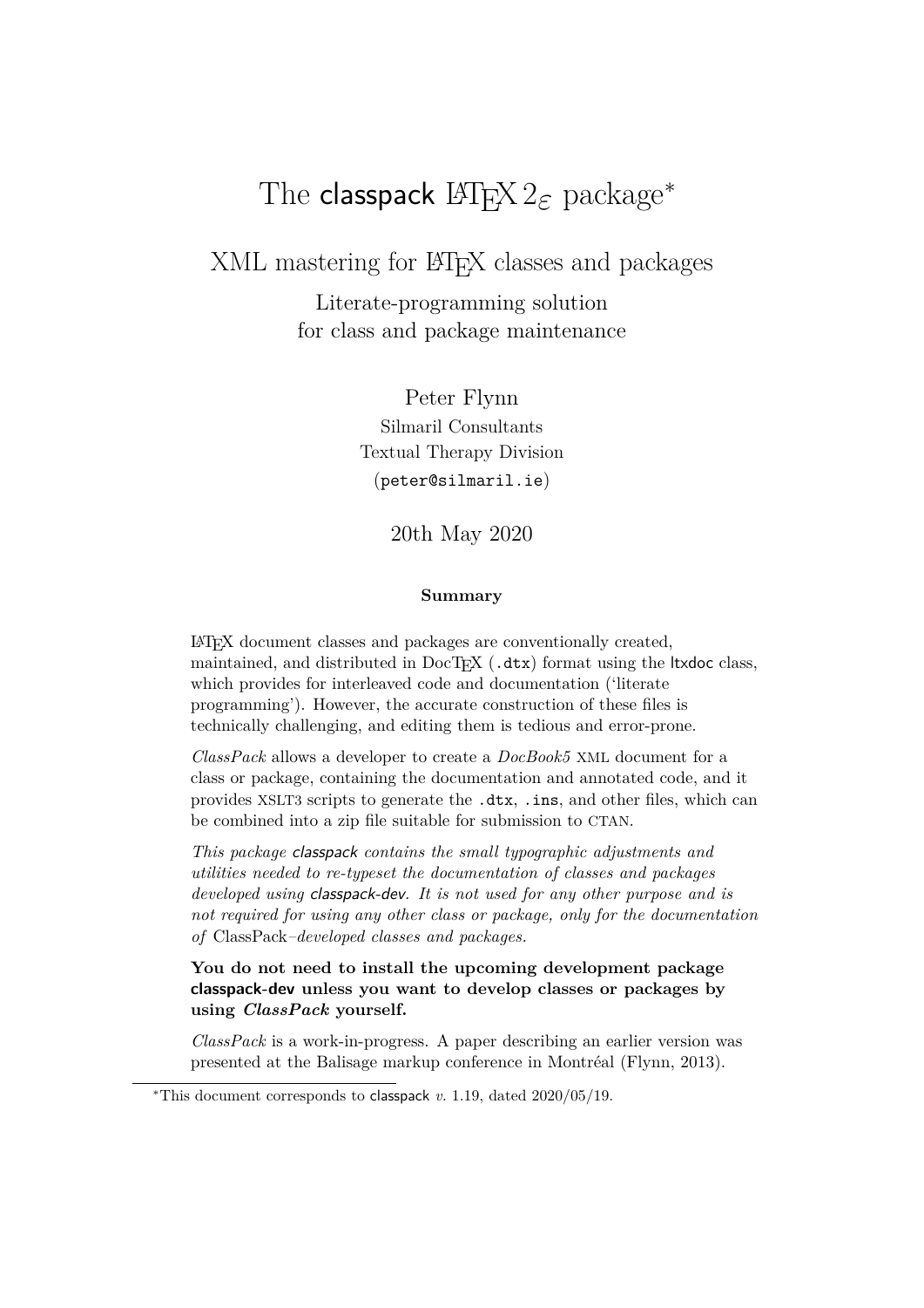# The classpack LaTeX 2ε package*

## XML mastering for LaTeX classes and packages

Literate-programming solution
for class and package maintenance

Peter Flynn
Silmaril Consultants
Textual Therapy Division
(peter@silmaril.ie)

20th May 2020

**Summary**

LaTeX document classes and packages are conventionally created, maintained, and distributed in DocTeX (`.dtx`) format using the ltxdoc class, which provides for interleaved code and documentation ('literate programming'). However, the accurate construction of these files is technically challenging, and editing them is tedious and error-prone.

*ClassPack* allows a developer to create a *DocBook5* XML document for a class or package, containing the documentation and annotated code, and it provides XSLT3 scripts to generate the `.dtx`, `.ins`, and other files, which can be combined into a zip file suitable for submission to CTAN.

*This package classpack contains the small typographic adjustments and utilities needed to re-typeset the documentation of classes and packages developed using classpack-dev. It is not used for any other purpose and is not required for using any other class or package, only for the documentation of* ClassPack*–developed classes and packages.*

**You do not need to install the upcoming development package classpack-dev unless you want to develop classes or packages by using *ClassPack* yourself.**

*ClassPack* is a work-in-progress. A paper describing an earlier version was presented at the Balisage markup conference in Montréal (Flynn, 2013).

*This document corresponds to classpack *v.* 1.19, dated 2020/05/19.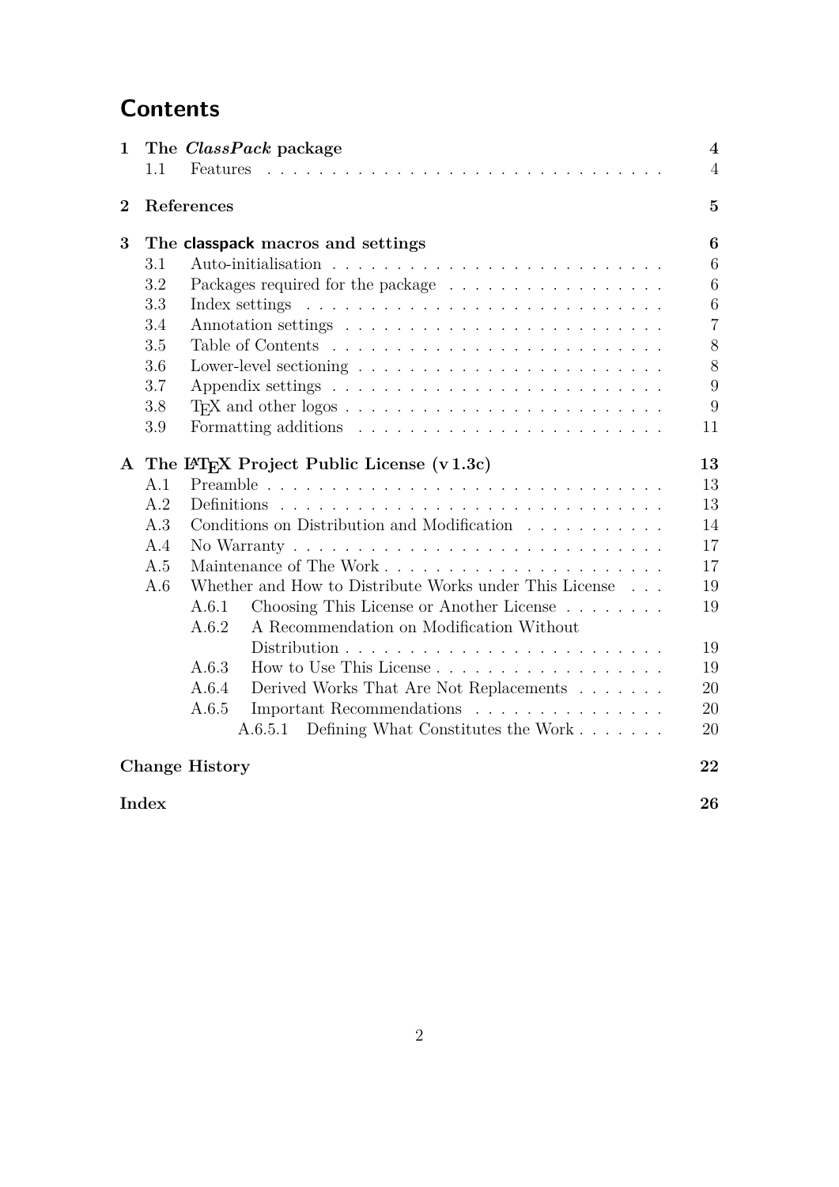# Contents

| | | |
|---|---|---|
| **1** | **The *ClassPack* package** | **4** |
| 1.1 | Features | 4 |
| **2** | **References** | **5** |
| **3** | **The classpack macros and settings** | **6** |
| 3.1 | Auto-initialisation | 6 |
| 3.2 | Packages required for the package | 6 |
| 3.3 | Index settings | 6 |
| 3.4 | Annotation settings | 7 |
| 3.5 | Table of Contents | 8 |
| 3.6 | Lower-level sectioning | 8 |
| 3.7 | Appendix settings | 9 |
| 3.8 | TeX and other logos | 9 |
| 3.9 | Formatting additions | 11 |
| **A** | **The LaTeX Project Public License (v 1.3c)** | **13** |
| A.1 | Preamble | 13 |
| A.2 | Definitions | 13 |
| A.3 | Conditions on Distribution and Modification | 14 |
| A.4 | No Warranty | 17 |
| A.5 | Maintenance of The Work | 17 |
| A.6 | Whether and How to Distribute Works under This License | 19 |
| A.6.1 | Choosing This License or Another License | 19 |
| A.6.2 | A Recommendation on Modification Without Distribution | 19 |
| A.6.3 | How to Use This License | 19 |
| A.6.4 | Derived Works That Are Not Replacements | 20 |
| A.6.5 | Important Recommendations | 20 |
| A.6.5.1 | Defining What Constitutes the Work | 20 |
| | **Change History** | **22** |
| | **Index** | **26** |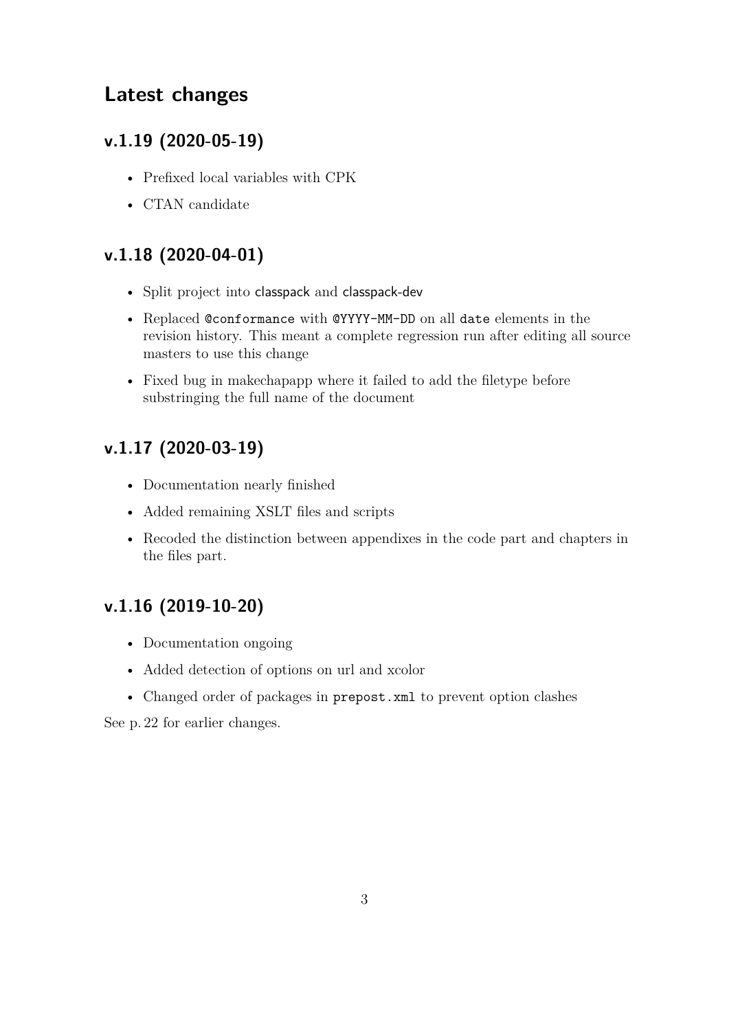## Latest changes

### v.1.19 (2020-05-19)

- Prefixed local variables with CPK
- CTAN candidate

### v.1.18 (2020-04-01)

- Split project into classpack and classpack-dev
- Replaced `@conformance` with `@YYYY-MM-DD` on all `date` elements in the revision history. This meant a complete regression run after editing all source masters to use this change
- Fixed bug in makechapapp where it failed to add the filetype before substringing the full name of the document

### v.1.17 (2020-03-19)

- Documentation nearly finished
- Added remaining XSLT files and scripts
- Recoded the distinction between appendixes in the code part and chapters in the files part.

### v.1.16 (2019-10-20)

- Documentation ongoing
- Added detection of options on url and xcolor
- Changed order of packages in `prepost.xml` to prevent option clashes

See p. 22 for earlier changes.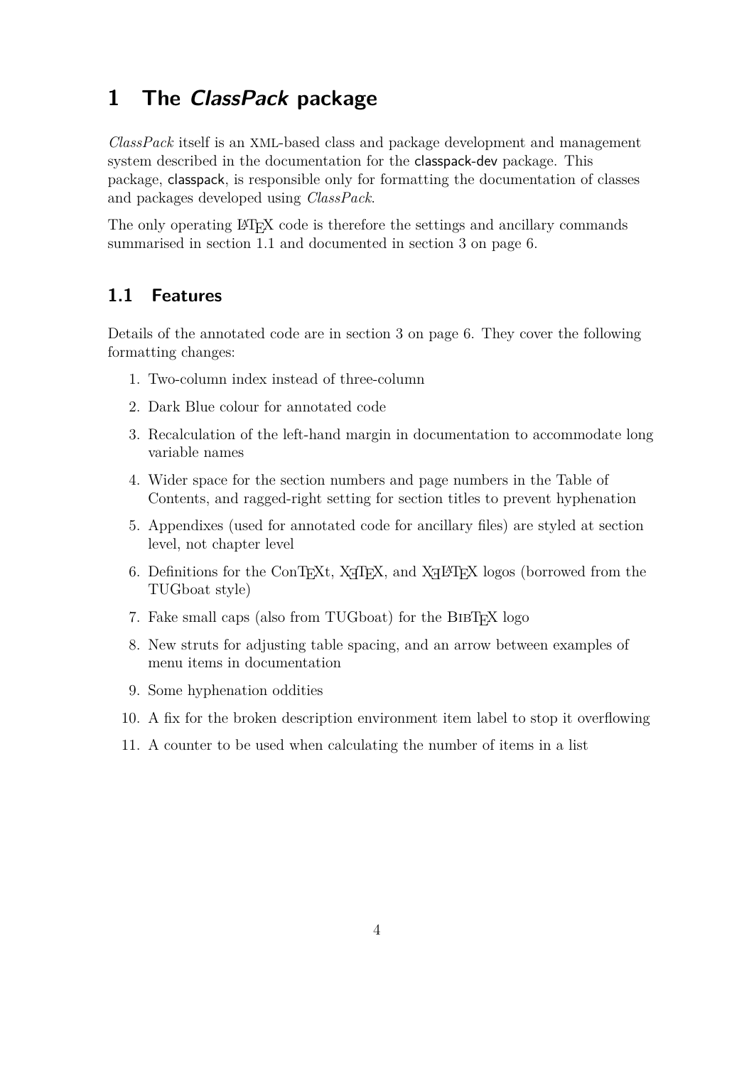# 1 The *ClassPack* package

*ClassPack* itself is an XML-based class and package development and management system described in the documentation for the classpack-dev package. This package, classpack, is responsible only for formatting the documentation of classes and packages developed using *ClassPack*.

The only operating LaTeX code is therefore the settings and ancillary commands summarised in section 1.1 and documented in section 3 on page 6.

## 1.1 Features

Details of the annotated code are in section 3 on page 6. They cover the following formatting changes:

1. Two-column index instead of three-column
2. Dark Blue colour for annotated code
3. Recalculation of the left-hand margin in documentation to accommodate long variable names
4. Wider space for the section numbers and page numbers in the Table of Contents, and ragged-right setting for section titles to prevent hyphenation
5. Appendixes (used for annotated code for ancillary files) are styled at section level, not chapter level
6. Definitions for the ConTeXt, XeTeX, and XeLaTeX logos (borrowed from the TUGboat style)
7. Fake small caps (also from TUGboat) for the BibTeX logo
8. New struts for adjusting table spacing, and an arrow between examples of menu items in documentation
9. Some hyphenation oddities
10. A fix for the broken description environment item label to stop it overflowing
11. A counter to be used when calculating the number of items in a list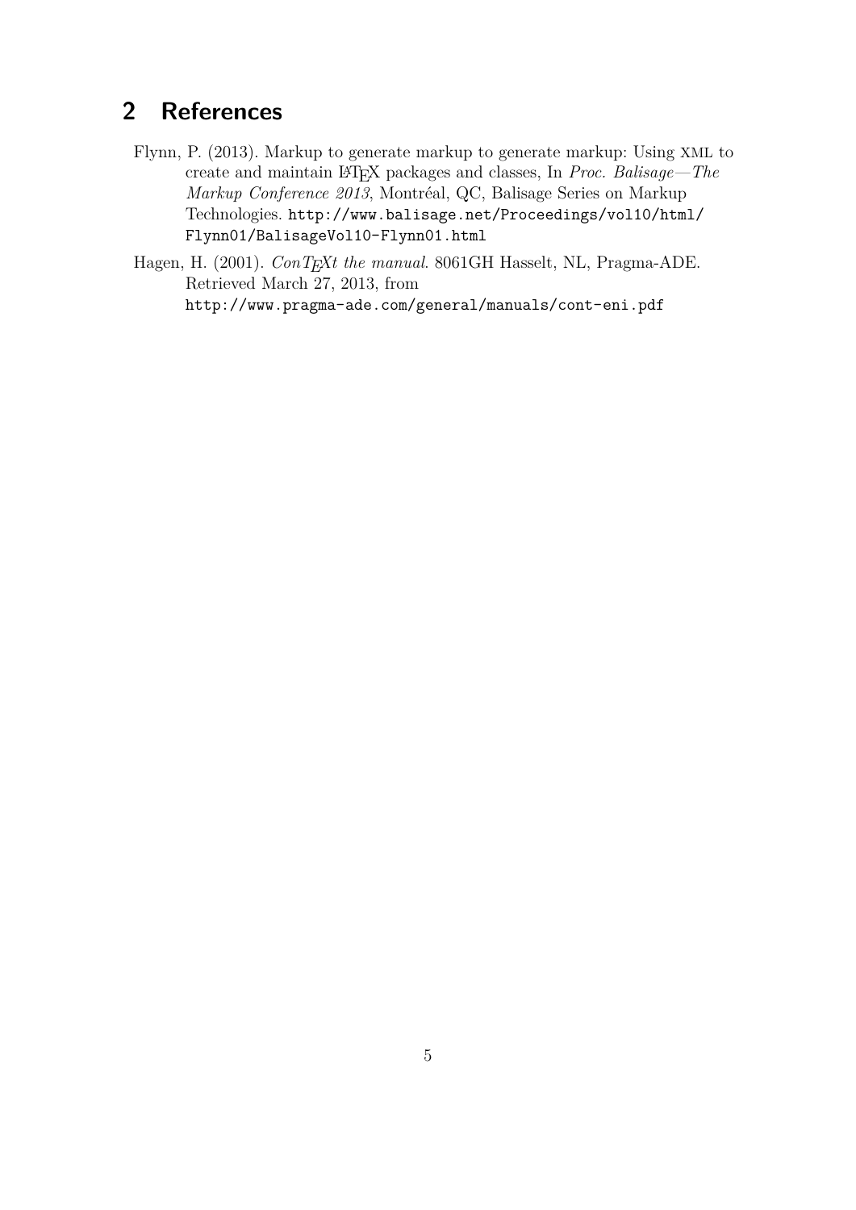## 2 References

Flynn, P. (2013). Markup to generate markup to generate markup: Using XML to create and maintain LaTeX packages and classes, In *Proc. Balisage—The Markup Conference 2013*, Montréal, QC, Balisage Series on Markup Technologies. http://www.balisage.net/Proceedings/vol10/html/Flynn01/BalisageVol10-Flynn01.html

Hagen, H. (2001). *ConTEXt the manual*. 8061GH Hasselt, NL, Pragma-ADE. Retrieved March 27, 2013, from http://www.pragma-ade.com/general/manuals/cont-eni.pdf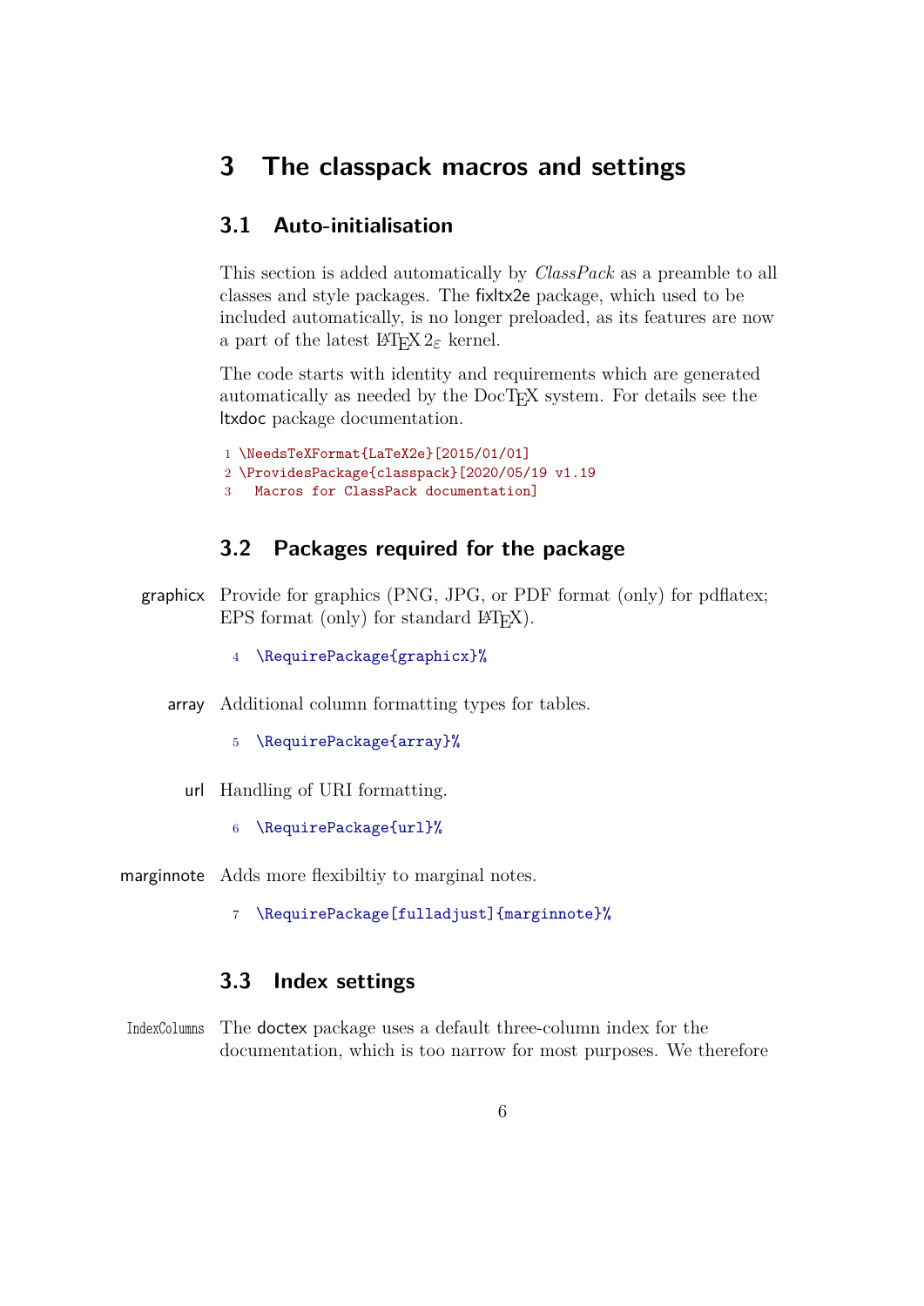# 3 The classpack macros and settings

## 3.1 Auto-initialisation

This section is added automatically by *ClassPack* as a preamble to all classes and style packages. The fixltx2e package, which used to be included automatically, is no longer preloaded, as its features are now a part of the latest LaTeX 2ε kernel.

The code starts with identity and requirements which are generated automatically as needed by the DocTeX system. For details see the ltxdoc package documentation.

```
1 \NeedsTeXFormat{LaTeX2e}[2015/01/01]
2 \ProvidesPackage{classpack}[2020/05/19 v1.19
3   Macros for ClassPack documentation]
```

## 3.2 Packages required for the package

graphicx — Provide for graphics (PNG, JPG, or PDF format (only) for pdflatex; EPS format (only) for standard LaTeX).

```
4 \RequirePackage{graphicx}%
```

array — Additional column formatting types for tables.

```
5 \RequirePackage{array}%
```

url — Handling of URI formatting.

```
6 \RequirePackage{url}%
```

marginnote — Adds more flexibiltiy to marginal notes.

```
7 \RequirePackage[fulladjust]{marginnote}%
```

## 3.3 Index settings

IndexColumns — The doctex package uses a default three-column index for the documentation, which is too narrow for most purposes. We therefore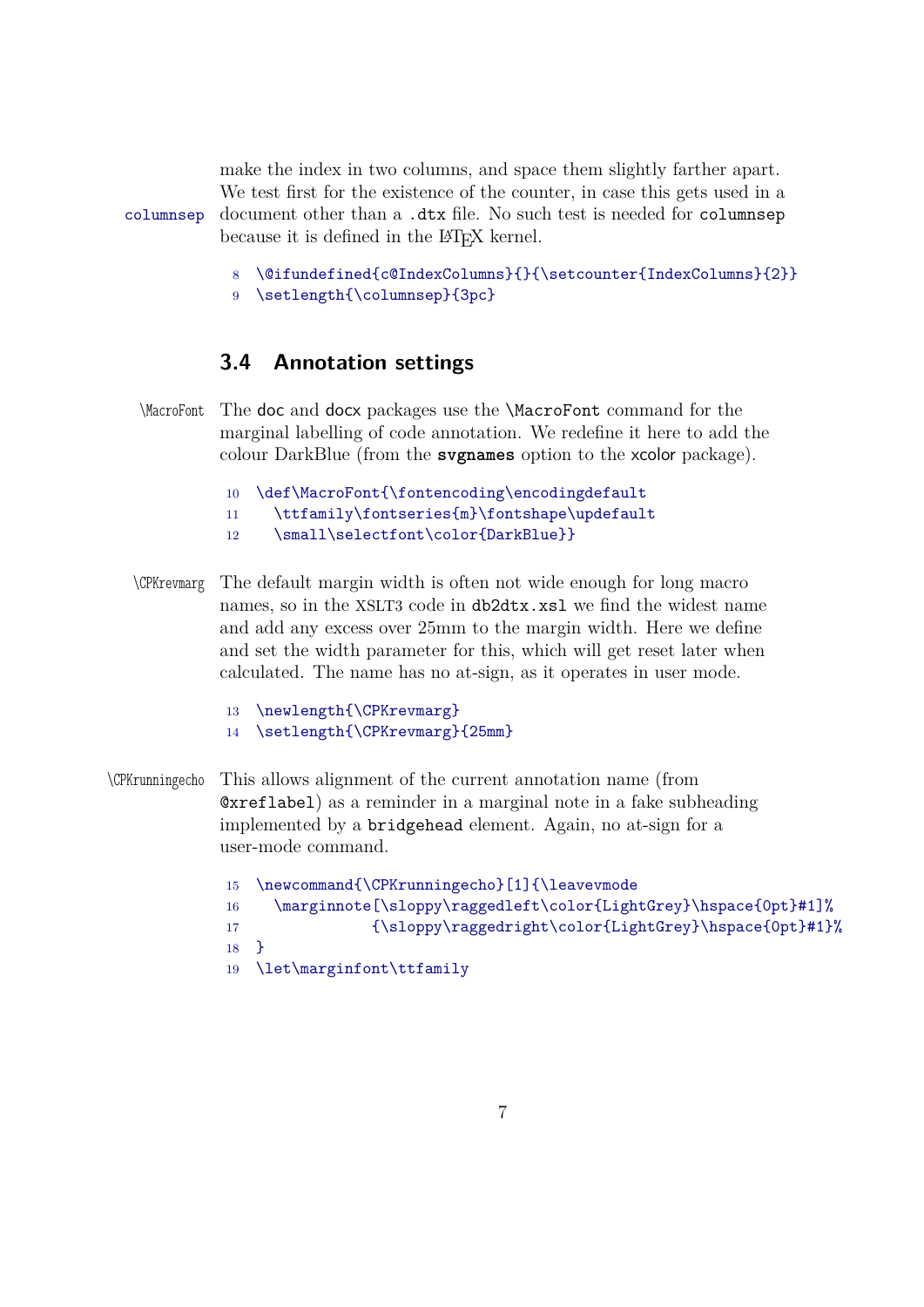make the index in two columns, and space them slightly farther apart. We test first for the existence of the counter, in case this gets used in a document other than a `.dtx` file. No such test is needed for `columnsep` because it is defined in the LaTeX kernel.

columnsep

```
8  \@ifundefined{c@IndexColumns}{}{\setcounter{IndexColumns}{2}}
9  \setlength{\columnsep}{3pc}
```

### 3.4 Annotation settings

\MacroFont

The `doc` and `docx` packages use the `\MacroFont` command for the marginal labelling of code annotation. We redefine it here to add the colour DarkBlue (from the **svgnames** option to the xcolor package).

```
10 \def\MacroFont{\fontencoding\encodingdefault
11   \ttfamily\fontseries{m}\fontshape\updefault
12   \small\selectfont\color{DarkBlue}}
```

\CPKrevmarg

The default margin width is often not wide enough for long macro names, so in the XSLT3 code in `db2dtx.xsl` we find the widest name and add any excess over 25mm to the margin width. Here we define and set the width parameter for this, which will get reset later when calculated. The name has no at-sign, as it operates in user mode.

```
13 \newlength{\CPKrevmarg}
14 \setlength{\CPKrevmarg}{25mm}
```

\CPKrunningecho

This allows alignment of the current annotation name (from `@xreflabel`) as a reminder in a marginal note in a fake subheading implemented by a `bridgehead` element. Again, no at-sign for a user-mode command.

```
15 \newcommand{\CPKrunningecho}[1]{\leavevmode
16   \marginnote[\sloppy\raggedleft\color{LightGrey}\hspace{0pt}#1]%
17              {\sloppy\raggedright\color{LightGrey}\hspace{0pt}#1}%
18 }
19 \let\marginfont\ttfamily
```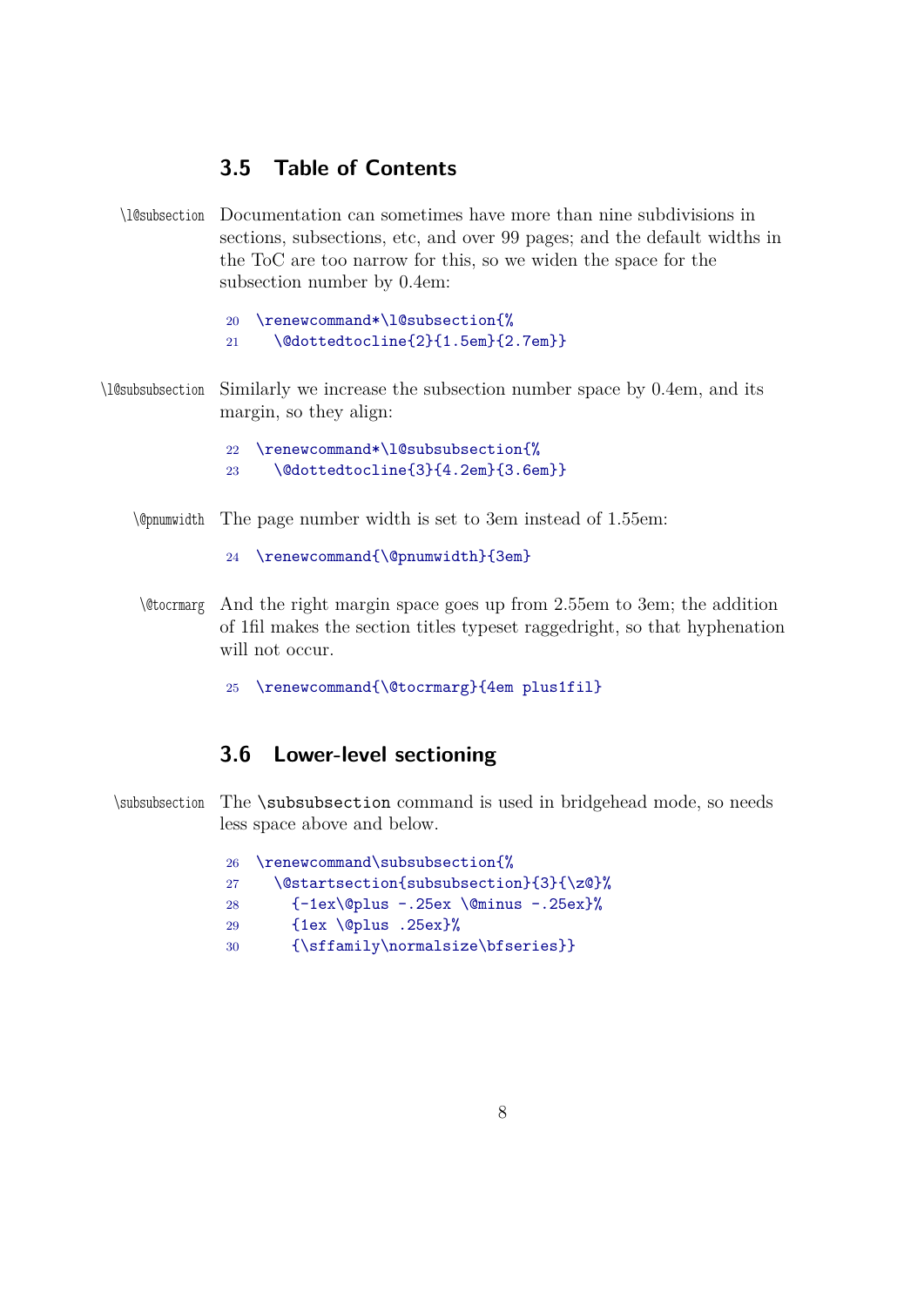### 3.5 Table of Contents

\l@subsection Documentation can sometimes have more than nine subdivisions in sections, subsections, etc, and over 99 pages; and the default widths in the ToC are too narrow for this, so we widen the space for the subsection number by 0.4em:

```
20 \renewcommand*\l@subsection{%
21   \@dottedtocline{2}{1.5em}{2.7em}}
```

\l@subsubsection Similarly we increase the subsection number space by 0.4em, and its margin, so they align:

```
22 \renewcommand*\l@subsubsection{%
23   \@dottedtocline{3}{4.2em}{3.6em}}
```

\@pnumwidth The page number width is set to 3em instead of 1.55em:

```
24 \renewcommand{\@pnumwidth}{3em}
```

\@tocrmarg And the right margin space goes up from 2.55em to 3em; the addition of 1fil makes the section titles typeset raggedright, so that hyphenation will not occur.

```
25 \renewcommand{\@tocrmarg}{4em plus1fil}
```

### 3.6 Lower-level sectioning

\subsubsection The `\subsubsection` command is used in bridgehead mode, so needs less space above and below.

```
26 \renewcommand\subsubsection{%
27   \@startsection{subsubsection}{3}{\z@}%
28     {-1ex\@plus -.25ex \@minus -.25ex}%
29     {1ex \@plus .25ex}%
30     {\sffamily\normalsize\bfseries}}
```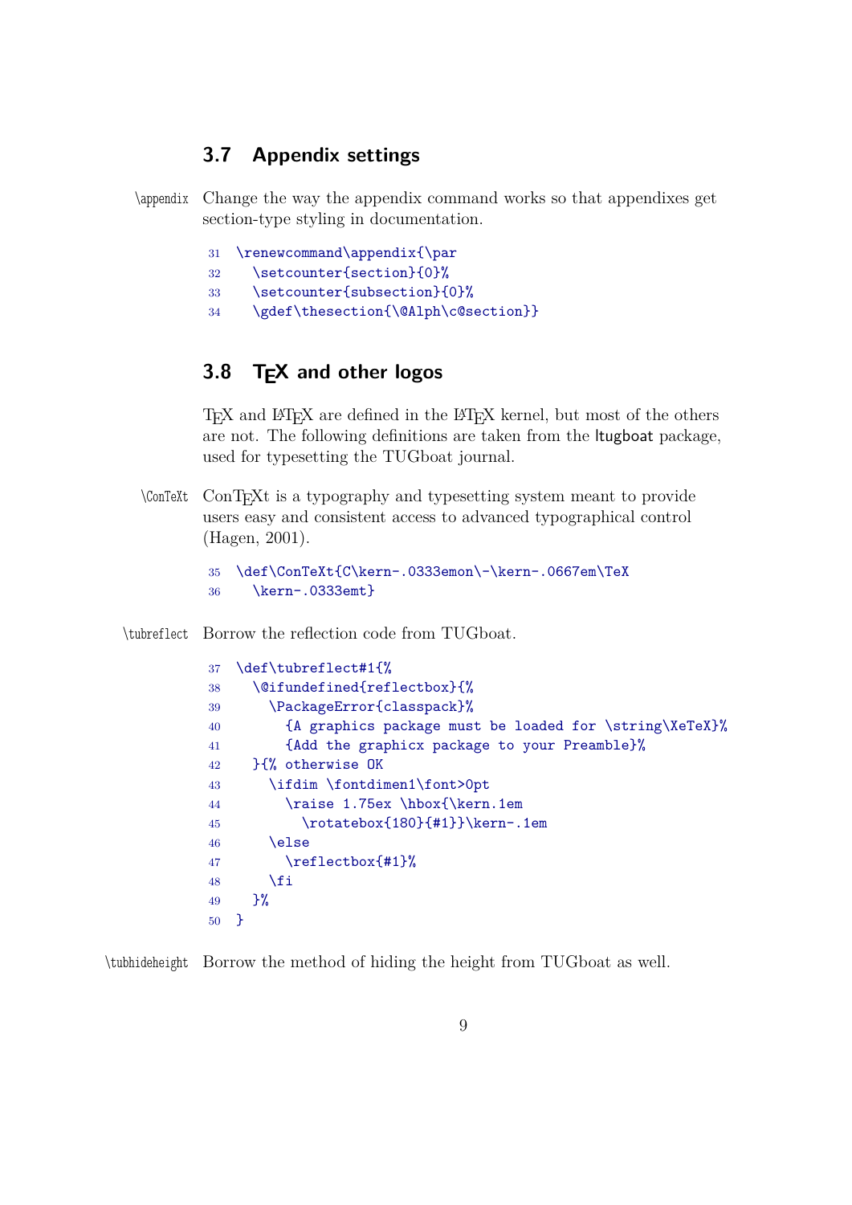### 3.7 Appendix settings

\appendix Change the way the appendix command works so that appendixes get section-type styling in documentation.

```
31 \renewcommand\appendix{\par
32   \setcounter{section}{0}%
33   \setcounter{subsection}{0}%
34   \gdef\thesection{\@Alph\c@section}}
```

### 3.8 TEX and other logos

TEX and LATEX are defined in the LATEX kernel, but most of the others are not. The following definitions are taken from the ltugboat package, used for typesetting the TUGboat journal.

\ConTeXt ConTEXt is a typography and typesetting system meant to provide users easy and consistent access to advanced typographical control (Hagen, 2001).

```
35 \def\ConTeXt{C\kern-.0333emon\-\kern-.0667em\TeX
36   \kern-.0333emt}
```

\tubreflect Borrow the reflection code from TUGboat.

```
37 \def\tubreflect#1{%
38   \@ifundefined{reflectbox}{%
39     \PackageError{classpack}%
40       {A graphics package must be loaded for \string\XeTeX}%
41       {Add the graphicx package to your Preamble}%
42   }{% otherwise OK
43     \ifdim \fontdimen1\font>0pt
44       \raise 1.75ex \hbox{\kern.1em
45         \rotatebox{180}{#1}}\kern-.1em
46     \else
47       \reflectbox{#1}%
48     \fi
49   }%
50 }
```

\tubhideheight Borrow the method of hiding the height from TUGboat as well.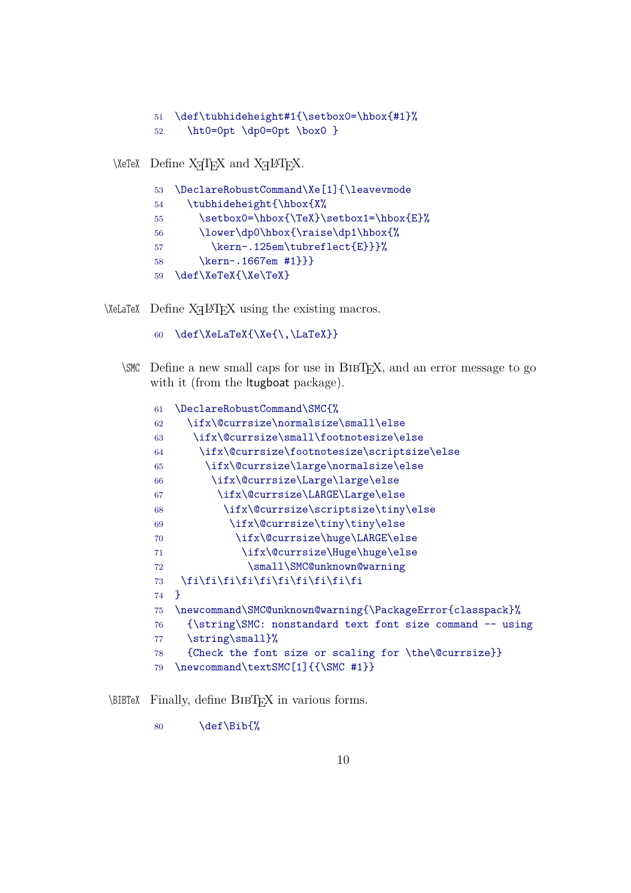```
51 \def\tubhideheight#1{\setbox0=\hbox{#1}%
52   \ht0=0pt \dp0=0pt \box0 }
```

\XeTeX Define XƎTEX and XƎLATEX.

```
53 \DeclareRobustCommand\Xe[1]{\leavevmode
54   \tubhideheight{\hbox{X%
55     \setbox0=\hbox{\TeX}\setbox1=\hbox{E}%
56     \lower\dp0\hbox{\raise\dp1\hbox{%
57       \kern-.125em\tubreflect{E}}}%
58     \kern-.1667em #1}}}
59 \def\XeTeX{\Xe\TeX}
```

\XeLaTeX Define XƎLATEX using the existing macros.

```
60 \def\XeLaTeX{\Xe{\,\LaTeX}}
```

\SMC Define a new small caps for use in BibTEX, and an error message to go with it (from the ltugboat package).

```
61 \DeclareRobustCommand\SMC{%
62   \ifx\@currsize\normalsize\small\else
63    \ifx\@currsize\small\footnotesize\else
64     \ifx\@currsize\footnotesize\scriptsize\else
65      \ifx\@currsize\large\normalsize\else
66       \ifx\@currsize\Large\large\else
67        \ifx\@currsize\LARGE\Large\else
68         \ifx\@currsize\scriptsize\tiny\else
69          \ifx\@currsize\tiny\tiny\else
70           \ifx\@currsize\huge\LARGE\else
71            \ifx\@currsize\Huge\huge\else
72             \small\SMC@unknown@warning
73  \fi\fi\fi\fi\fi\fi\fi\fi\fi\fi
74 }
75 \newcommand\SMC@unknown@warning{\PackageError{classpack}%
76   {\string\SMC: nonstandard text font size command -- using
77   \string\small}%
78   {Check the font size or scaling for \the\@currsize}}
79 \newcommand\textSMC[1]{{\SMC #1}}
```

\BIBTeX Finally, define BibTEX in various forms.

```
80     \def\Bib{%
```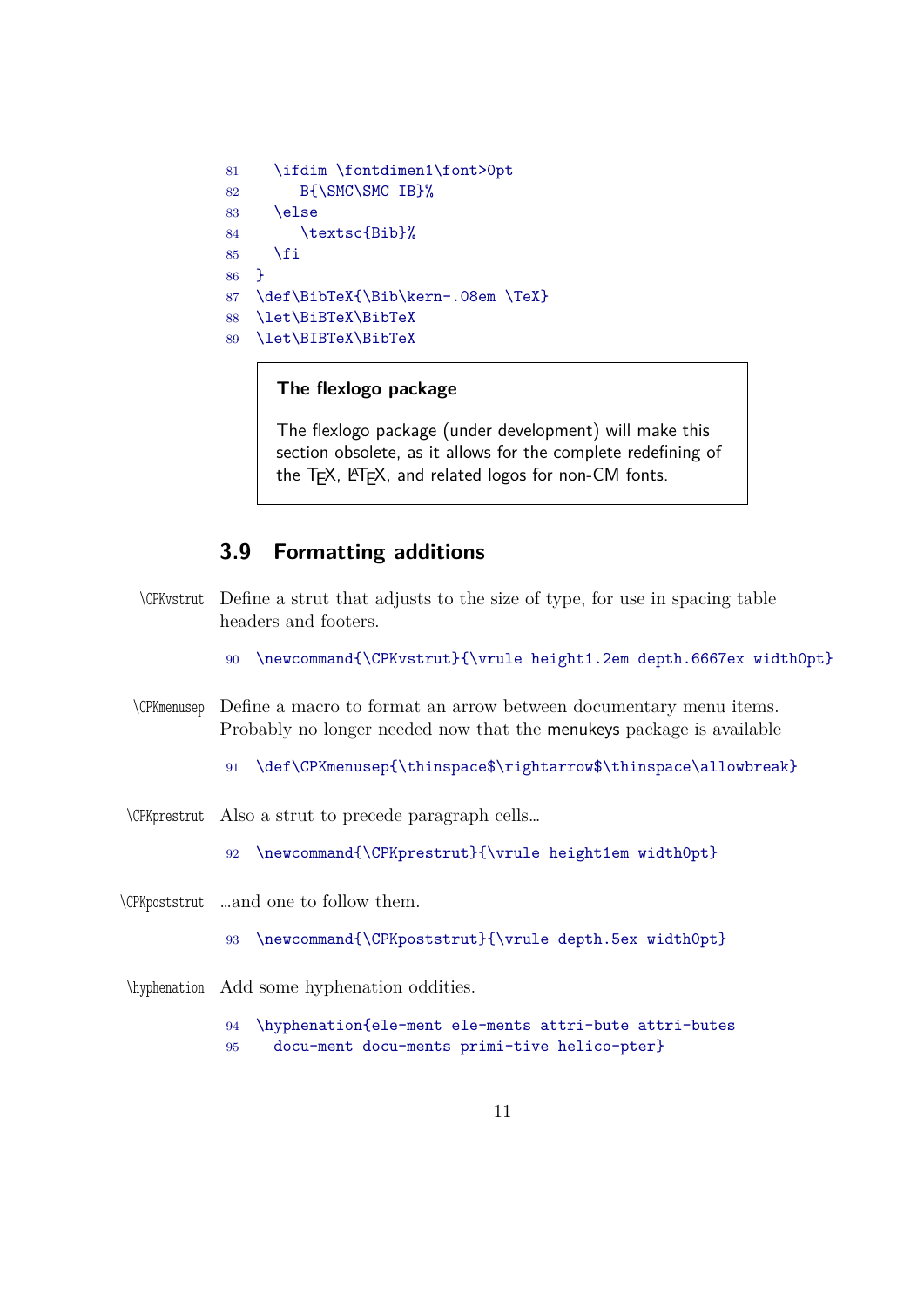```
81    \ifdim \fontdimen1\font>0pt
82       B{\SMC\SMC IB}%
83    \else
84       \textsc{Bib}%
85    \fi
86  }
87  \def\BibTeX{\Bib\kern-.08em \TeX}
88  \let\BiBTeX\BibTeX
89  \let\BIBTeX\BibTeX
```

> **The flexlogo package**
>
> The flexlogo package (under development) will make this section obsolete, as it allows for the complete redefining of the TEX, LATEX, and related logos for non-CM fonts.

## 3.9 Formatting additions

`\CPKvstrut` Define a strut that adjusts to the size of type, for use in spacing table headers and footers.

```
90  \newcommand{\CPKvstrut}{\vrule height1.2em depth.6667ex width0pt}
```

`\CPKmenusep` Define a macro to format an arrow between documentary menu items. Probably no longer needed now that the menukeys package is available

```
91  \def\CPKmenusep{\thinspace$\rightarrow$\thinspace\allowbreak}
```

`\CPKprestrut` Also a strut to precede paragraph cells…

```
92  \newcommand{\CPKprestrut}{\vrule height1em width0pt}
```

`\CPKpoststrut` …and one to follow them.

```
93  \newcommand{\CPKpoststrut}{\vrule depth.5ex width0pt}
```

`\hyphenation` Add some hyphenation oddities.

```
94  \hyphenation{ele-ment ele-ments attri-bute attri-butes
95    docu-ment docu-ments primi-tive helico-pter}
```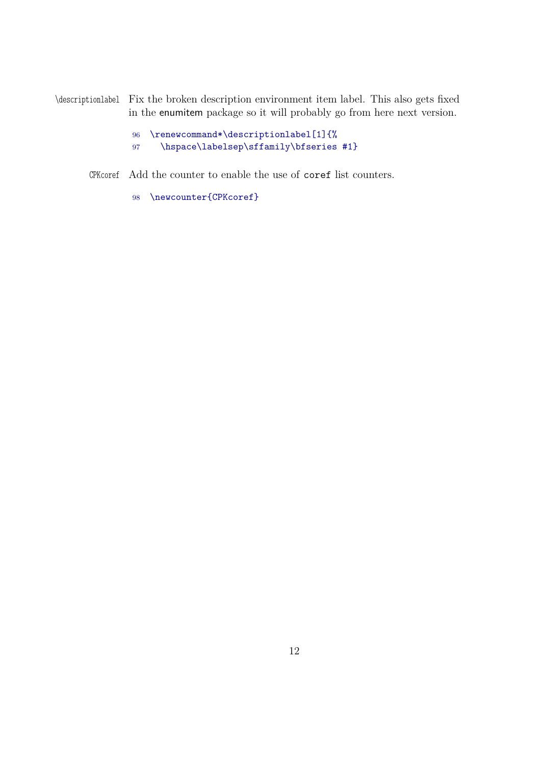\descriptionlabel Fix the broken description environment item label. This also gets fixed in the enumitem package so it will probably go from here next version.

```
96 \renewcommand*\descriptionlabel[1]{%
97   \hspace\labelsep\sffamily\bfseries #1}
```

CPKcoref Add the counter to enable the use of `coref` list counters.

```
98 \newcounter{CPKcoref}
```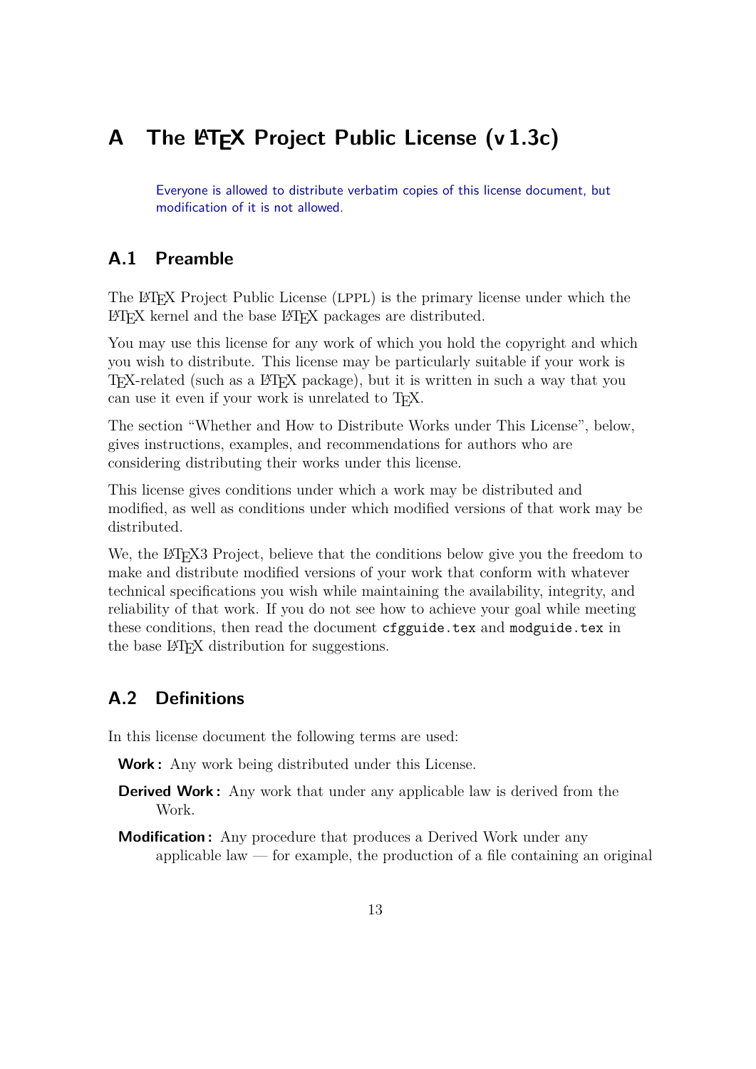# A The LaTeX Project Public License (v 1.3c)

Everyone is allowed to distribute verbatim copies of this license document, but modification of it is not allowed.

## A.1 Preamble

The LaTeX Project Public License (LPPL) is the primary license under which the LaTeX kernel and the base LaTeX packages are distributed.

You may use this license for any work of which you hold the copyright and which you wish to distribute. This license may be particularly suitable if your work is TeX-related (such as a LaTeX package), but it is written in such a way that you can use it even if your work is unrelated to TeX.

The section "Whether and How to Distribute Works under This License", below, gives instructions, examples, and recommendations for authors who are considering distributing their works under this license.

This license gives conditions under which a work may be distributed and modified, as well as conditions under which modified versions of that work may be distributed.

We, the LaTeX3 Project, believe that the conditions below give you the freedom to make and distribute modified versions of your work that conform with whatever technical specifications you wish while maintaining the availability, integrity, and reliability of that work. If you do not see how to achieve your goal while meeting these conditions, then read the document `cfgguide.tex` and `modguide.tex` in the base LaTeX distribution for suggestions.

## A.2 Definitions

In this license document the following terms are used:

**Work :** Any work being distributed under this License.

**Derived Work :** Any work that under any applicable law is derived from the Work.

**Modification :** Any procedure that produces a Derived Work under any applicable law — for example, the production of a file containing an original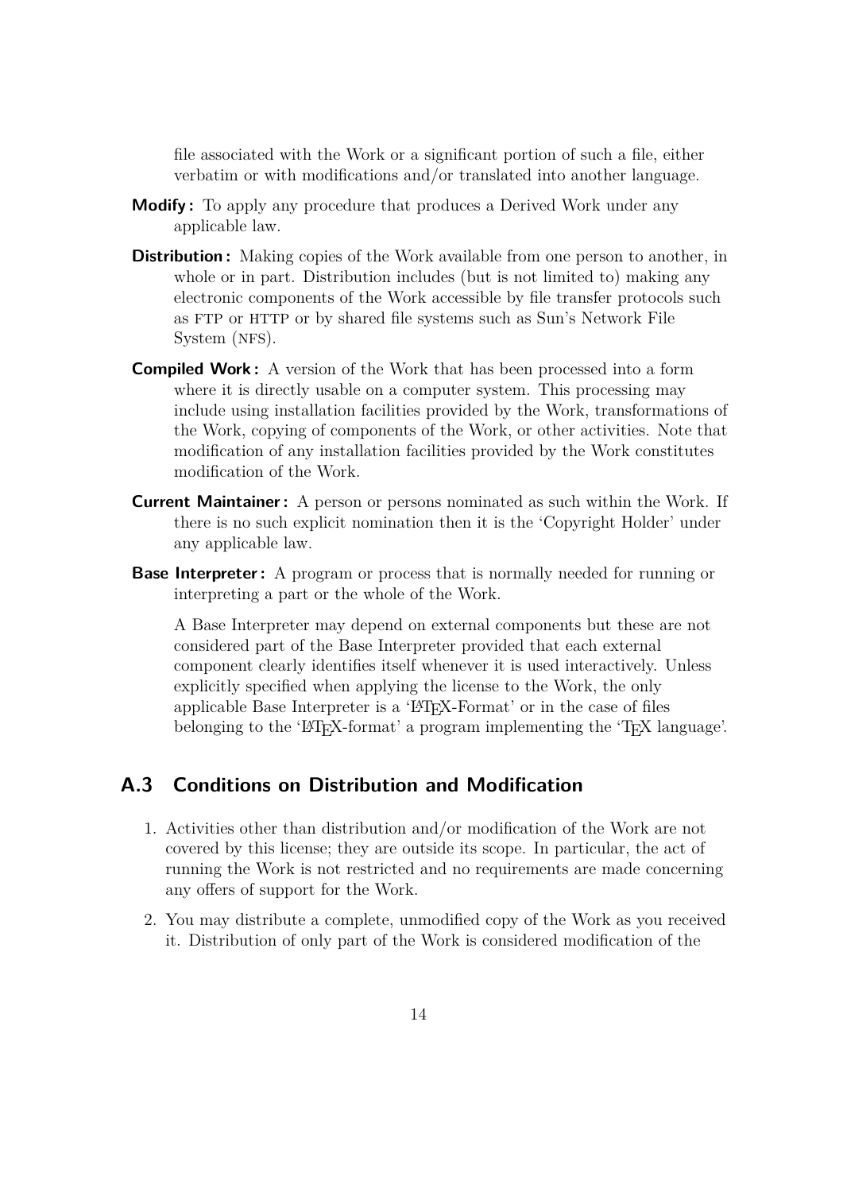file associated with the Work or a significant portion of such a file, either verbatim or with modifications and/or translated into another language.

**Modify:** To apply any procedure that produces a Derived Work under any applicable law.

**Distribution:** Making copies of the Work available from one person to another, in whole or in part. Distribution includes (but is not limited to) making any electronic components of the Work accessible by file transfer protocols such as FTP or HTTP or by shared file systems such as Sun's Network File System (NFS).

**Compiled Work:** A version of the Work that has been processed into a form where it is directly usable on a computer system. This processing may include using installation facilities provided by the Work, transformations of the Work, copying of components of the Work, or other activities. Note that modification of any installation facilities provided by the Work constitutes modification of the Work.

**Current Maintainer:** A person or persons nominated as such within the Work. If there is no such explicit nomination then it is the 'Copyright Holder' under any applicable law.

**Base Interpreter:** A program or process that is normally needed for running or interpreting a part or the whole of the Work.

A Base Interpreter may depend on external components but these are not considered part of the Base Interpreter provided that each external component clearly identifies itself whenever it is used interactively. Unless explicitly specified when applying the license to the Work, the only applicable Base Interpreter is a 'LaTeX-Format' or in the case of files belonging to the 'LaTeX-format' a program implementing the 'TeX language'.

## A.3 Conditions on Distribution and Modification

1. Activities other than distribution and/or modification of the Work are not covered by this license; they are outside its scope. In particular, the act of running the Work is not restricted and no requirements are made concerning any offers of support for the Work.

2. You may distribute a complete, unmodified copy of the Work as you received it. Distribution of only part of the Work is considered modification of the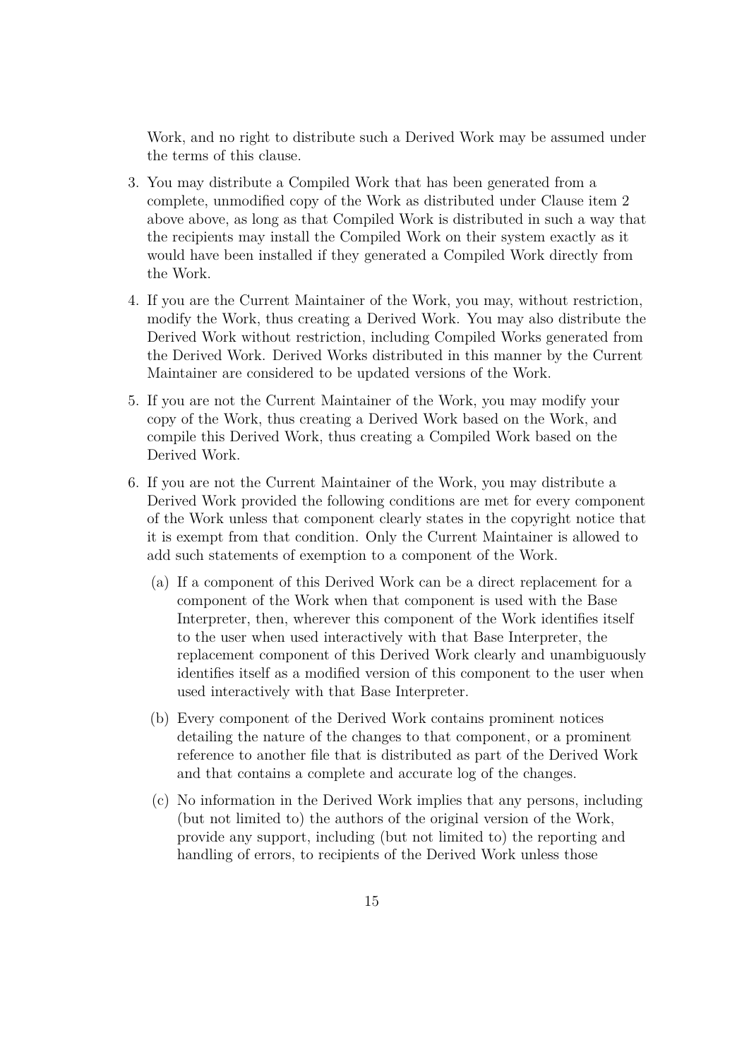Work, and no right to distribute such a Derived Work may be assumed under the terms of this clause.

3. You may distribute a Compiled Work that has been generated from a complete, unmodified copy of the Work as distributed under Clause item 2 above above, as long as that Compiled Work is distributed in such a way that the recipients may install the Compiled Work on their system exactly as it would have been installed if they generated a Compiled Work directly from the Work.

4. If you are the Current Maintainer of the Work, you may, without restriction, modify the Work, thus creating a Derived Work. You may also distribute the Derived Work without restriction, including Compiled Works generated from the Derived Work. Derived Works distributed in this manner by the Current Maintainer are considered to be updated versions of the Work.

5. If you are not the Current Maintainer of the Work, you may modify your copy of the Work, thus creating a Derived Work based on the Work, and compile this Derived Work, thus creating a Compiled Work based on the Derived Work.

6. If you are not the Current Maintainer of the Work, you may distribute a Derived Work provided the following conditions are met for every component of the Work unless that component clearly states in the copyright notice that it is exempt from that condition. Only the Current Maintainer is allowed to add such statements of exemption to a component of the Work.

   (a) If a component of this Derived Work can be a direct replacement for a component of the Work when that component is used with the Base Interpreter, then, wherever this component of the Work identifies itself to the user when used interactively with that Base Interpreter, the replacement component of this Derived Work clearly and unambiguously identifies itself as a modified version of this component to the user when used interactively with that Base Interpreter.

   (b) Every component of the Derived Work contains prominent notices detailing the nature of the changes to that component, or a prominent reference to another file that is distributed as part of the Derived Work and that contains a complete and accurate log of the changes.

   (c) No information in the Derived Work implies that any persons, including (but not limited to) the authors of the original version of the Work, provide any support, including (but not limited to) the reporting and handling of errors, to recipients of the Derived Work unless those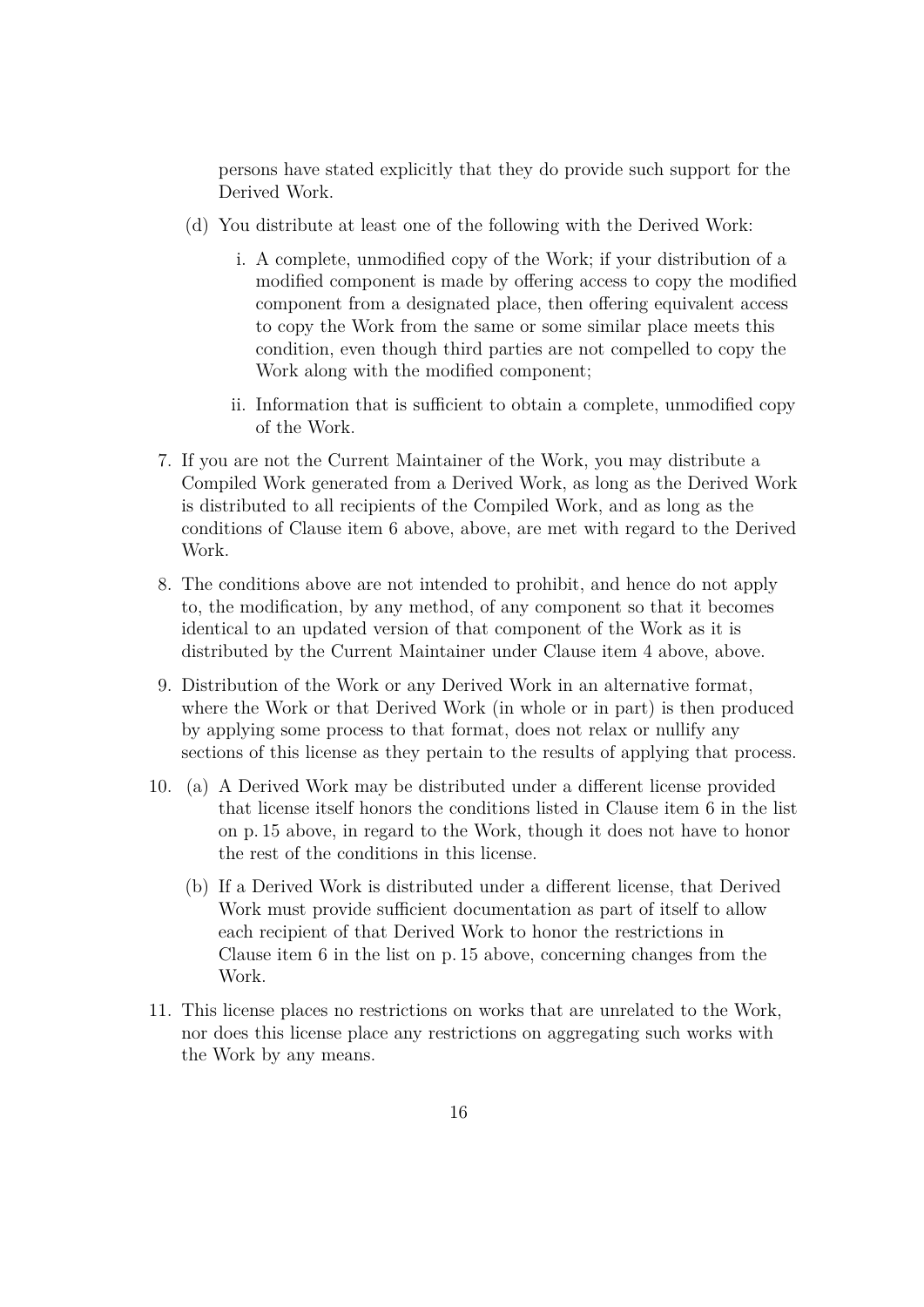persons have stated explicitly that they do provide such support for the Derived Work.

   (d) You distribute at least one of the following with the Derived Work:

      i. A complete, unmodified copy of the Work; if your distribution of a modified component is made by offering access to copy the modified component from a designated place, then offering equivalent access to copy the Work from the same or some similar place meets this condition, even though third parties are not compelled to copy the Work along with the modified component;

      ii. Information that is sufficient to obtain a complete, unmodified copy of the Work.

7. If you are not the Current Maintainer of the Work, you may distribute a Compiled Work generated from a Derived Work, as long as the Derived Work is distributed to all recipients of the Compiled Work, and as long as the conditions of Clause item 6 above, above, are met with regard to the Derived Work.

8. The conditions above are not intended to prohibit, and hence do not apply to, the modification, by any method, of any component so that it becomes identical to an updated version of that component of the Work as it is distributed by the Current Maintainer under Clause item 4 above, above.

9. Distribution of the Work or any Derived Work in an alternative format, where the Work or that Derived Work (in whole or in part) is then produced by applying some process to that format, does not relax or nullify any sections of this license as they pertain to the results of applying that process.

10. (a) A Derived Work may be distributed under a different license provided that license itself honors the conditions listed in Clause item 6 in the list on p. 15 above, in regard to the Work, though it does not have to honor the rest of the conditions in this license.

    (b) If a Derived Work is distributed under a different license, that Derived Work must provide sufficient documentation as part of itself to allow each recipient of that Derived Work to honor the restrictions in Clause item 6 in the list on p. 15 above, concerning changes from the Work.

11. This license places no restrictions on works that are unrelated to the Work, nor does this license place any restrictions on aggregating such works with the Work by any means.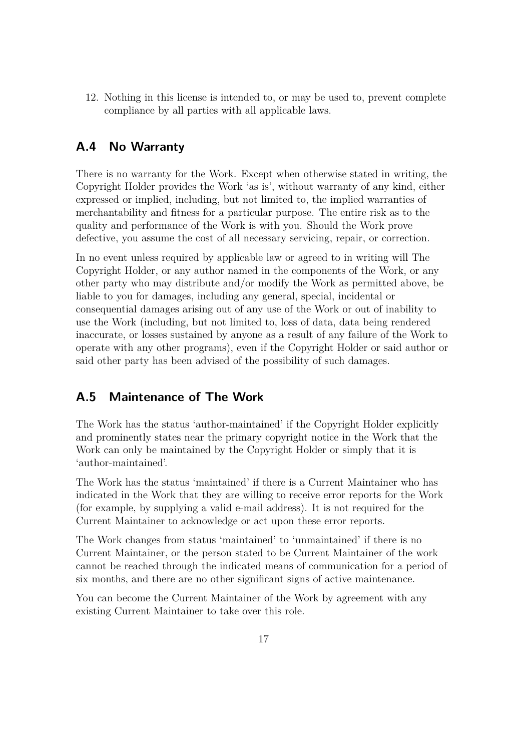12. Nothing in this license is intended to, or may be used to, prevent complete compliance by all parties with all applicable laws.

## A.4 No Warranty

There is no warranty for the Work. Except when otherwise stated in writing, the Copyright Holder provides the Work 'as is', without warranty of any kind, either expressed or implied, including, but not limited to, the implied warranties of merchantability and fitness for a particular purpose. The entire risk as to the quality and performance of the Work is with you. Should the Work prove defective, you assume the cost of all necessary servicing, repair, or correction.

In no event unless required by applicable law or agreed to in writing will The Copyright Holder, or any author named in the components of the Work, or any other party who may distribute and/or modify the Work as permitted above, be liable to you for damages, including any general, special, incidental or consequential damages arising out of any use of the Work or out of inability to use the Work (including, but not limited to, loss of data, data being rendered inaccurate, or losses sustained by anyone as a result of any failure of the Work to operate with any other programs), even if the Copyright Holder or said author or said other party has been advised of the possibility of such damages.

## A.5 Maintenance of The Work

The Work has the status 'author-maintained' if the Copyright Holder explicitly and prominently states near the primary copyright notice in the Work that the Work can only be maintained by the Copyright Holder or simply that it is 'author-maintained'.

The Work has the status 'maintained' if there is a Current Maintainer who has indicated in the Work that they are willing to receive error reports for the Work (for example, by supplying a valid e-mail address). It is not required for the Current Maintainer to acknowledge or act upon these error reports.

The Work changes from status 'maintained' to 'unmaintained' if there is no Current Maintainer, or the person stated to be Current Maintainer of the work cannot be reached through the indicated means of communication for a period of six months, and there are no other significant signs of active maintenance.

You can become the Current Maintainer of the Work by agreement with any existing Current Maintainer to take over this role.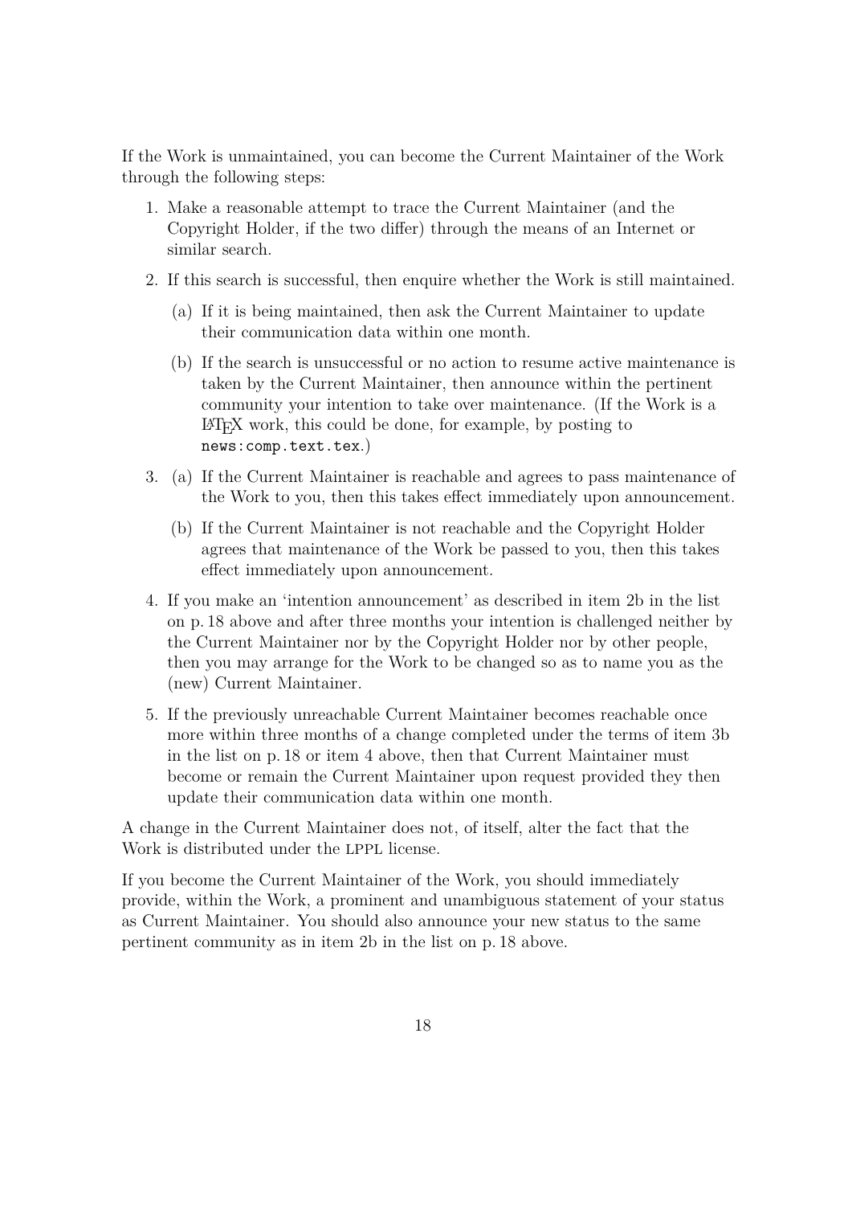If the Work is unmaintained, you can become the Current Maintainer of the Work through the following steps:

1. Make a reasonable attempt to trace the Current Maintainer (and the Copyright Holder, if the two differ) through the means of an Internet or similar search.
2. If this search is successful, then enquire whether the Work is still maintained.
   (a) If it is being maintained, then ask the Current Maintainer to update their communication data within one month.
   (b) If the search is unsuccessful or no action to resume active maintenance is taken by the Current Maintainer, then announce within the pertinent community your intention to take over maintenance. (If the Work is a LaTeX work, this could be done, for example, by posting to `news:comp.text.tex`.)
3. (a) If the Current Maintainer is reachable and agrees to pass maintenance of the Work to you, then this takes effect immediately upon announcement.
   (b) If the Current Maintainer is not reachable and the Copyright Holder agrees that maintenance of the Work be passed to you, then this takes effect immediately upon announcement.
4. If you make an 'intention announcement' as described in item 2b in the list on p. 18 above and after three months your intention is challenged neither by the Current Maintainer nor by the Copyright Holder nor by other people, then you may arrange for the Work to be changed so as to name you as the (new) Current Maintainer.
5. If the previously unreachable Current Maintainer becomes reachable once more within three months of a change completed under the terms of item 3b in the list on p. 18 or item 4 above, then that Current Maintainer must become or remain the Current Maintainer upon request provided they then update their communication data within one month.

A change in the Current Maintainer does not, of itself, alter the fact that the Work is distributed under the LPPL license.

If you become the Current Maintainer of the Work, you should immediately provide, within the Work, a prominent and unambiguous statement of your status as Current Maintainer. You should also announce your new status to the same pertinent community as in item 2b in the list on p. 18 above.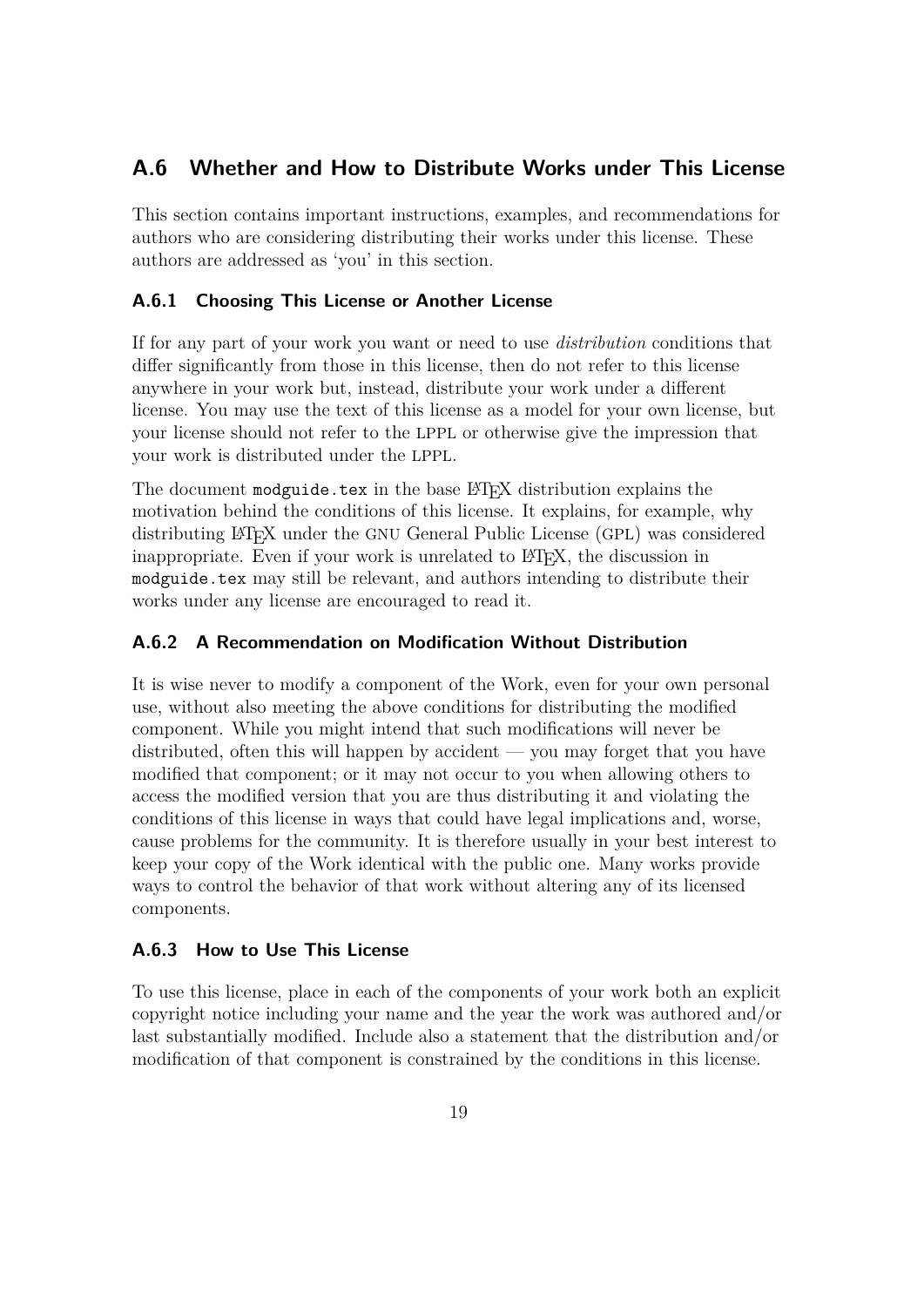## A.6 Whether and How to Distribute Works under This License

This section contains important instructions, examples, and recommendations for authors who are considering distributing their works under this license. These authors are addressed as 'you' in this section.

### A.6.1 Choosing This License or Another License

If for any part of your work you want or need to use *distribution* conditions that differ significantly from those in this license, then do not refer to this license anywhere in your work but, instead, distribute your work under a different license. You may use the text of this license as a model for your own license, but your license should not refer to the LPPL or otherwise give the impression that your work is distributed under the LPPL.

The document `modguide.tex` in the base LaTeX distribution explains the motivation behind the conditions of this license. It explains, for example, why distributing LaTeX under the GNU General Public License (GPL) was considered inappropriate. Even if your work is unrelated to LaTeX, the discussion in `modguide.tex` may still be relevant, and authors intending to distribute their works under any license are encouraged to read it.

### A.6.2 A Recommendation on Modification Without Distribution

It is wise never to modify a component of the Work, even for your own personal use, without also meeting the above conditions for distributing the modified component. While you might intend that such modifications will never be distributed, often this will happen by accident — you may forget that you have modified that component; or it may not occur to you when allowing others to access the modified version that you are thus distributing it and violating the conditions of this license in ways that could have legal implications and, worse, cause problems for the community. It is therefore usually in your best interest to keep your copy of the Work identical with the public one. Many works provide ways to control the behavior of that work without altering any of its licensed components.

### A.6.3 How to Use This License

To use this license, place in each of the components of your work both an explicit copyright notice including your name and the year the work was authored and/or last substantially modified. Include also a statement that the distribution and/or modification of that component is constrained by the conditions in this license.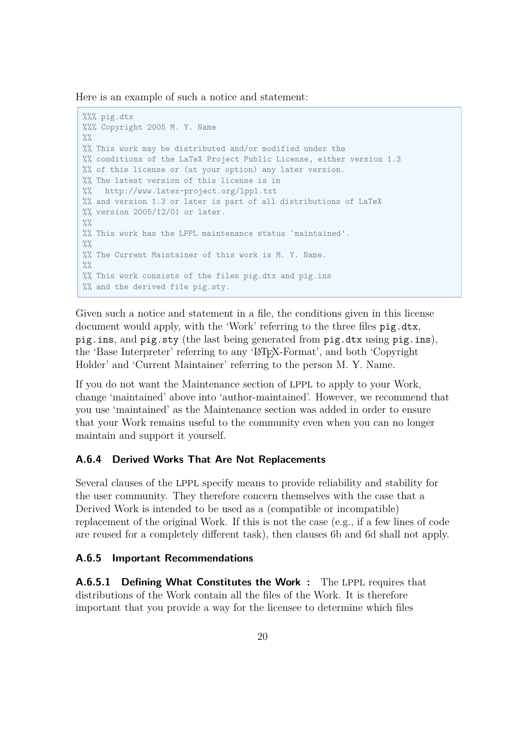Here is an example of such a notice and statement:

```
%%% pig.dtx
%%% Copyright 2005 M. Y. Name
%%
%% This work may be distributed and/or modified under the
%% conditions of the LaTeX Project Public License, either version 1.3
%% of this license or (at your option) any later version.
%% The latest version of this license is in
%%   http://www.latex-project.org/lppl.txt
%% and version 1.3 or later is part of all distributions of LaTeX
%% version 2005/12/01 or later.
%%
%% This work has the LPPL maintenance status `maintained'.
%%
%% The Current Maintainer of this work is M. Y. Name.
%%
%% This work consists of the files pig.dtx and pig.ins
%% and the derived file pig.sty.
```

Given such a notice and statement in a file, the conditions given in this license document would apply, with the 'Work' referring to the three files `pig.dtx`, `pig.ins`, and `pig.sty` (the last being generated from `pig.dtx` using `pig.ins`), the 'Base Interpreter' referring to any 'LaTeX-Format', and both 'Copyright Holder' and 'Current Maintainer' referring to the person M. Y. Name.

If you do not want the Maintenance section of LPPL to apply to your Work, change 'maintained' above into 'author-maintained'. However, we recommend that you use 'maintained' as the Maintenance section was added in order to ensure that your Work remains useful to the community even when you can no longer maintain and support it yourself.

### A.6.4 Derived Works That Are Not Replacements

Several clauses of the LPPL specify means to provide reliability and stability for the user community. They therefore concern themselves with the case that a Derived Work is intended to be used as a (compatible or incompatible) replacement of the original Work. If this is not the case (e.g., if a few lines of code are reused for a completely different task), then clauses 6b and 6d shall not apply.

### A.6.5 Important Recommendations

**A.6.5.1 Defining What Constitutes the Work :** The LPPL requires that distributions of the Work contain all the files of the Work. It is therefore important that you provide a way for the licensee to determine which files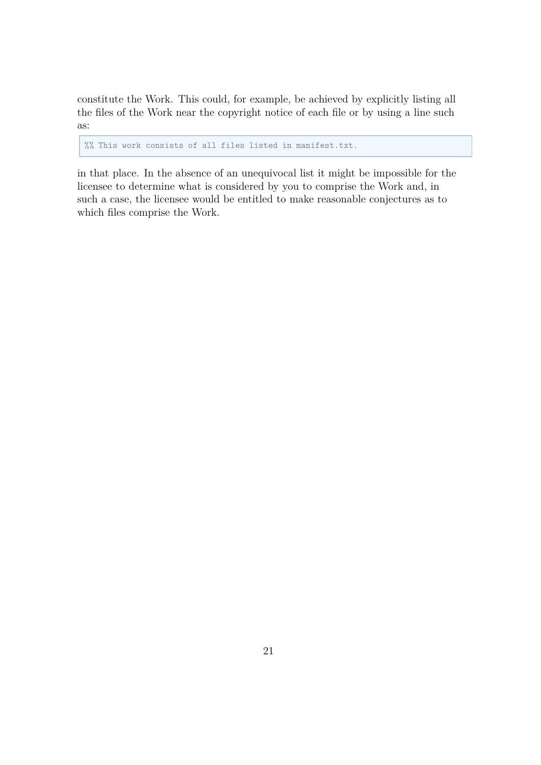constitute the Work. This could, for example, be achieved by explicitly listing all the files of the Work near the copyright notice of each file or by using a line such as:

```
%% This work consists of all files listed in manifest.txt.
```

in that place. In the absence of an unequivocal list it might be impossible for the licensee to determine what is considered by you to comprise the Work and, in such a case, the licensee would be entitled to make reasonable conjectures as to which files comprise the Work.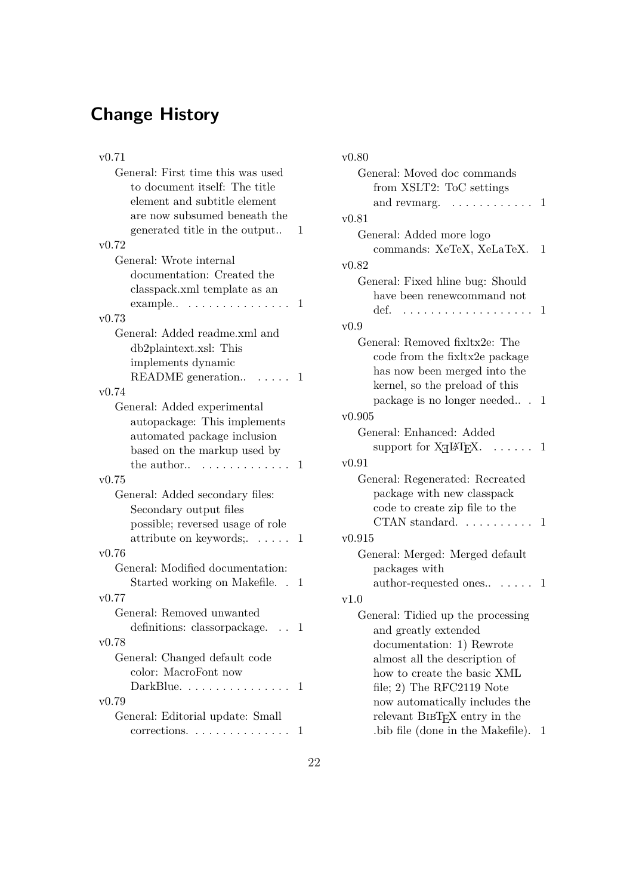# Change History

v0.71

General: First time this was used to document itself: The title element and subtitle element are now subsumed beneath the generated title in the output.. 1

v0.72

General: Wrote internal documentation: Created the classpack.xml template as an example.. 1

v0.73

General: Added readme.xml and db2plaintext.xsl: This implements dynamic README generation.. 1

v0.74

General: Added experimental autopackage: This implements automated package inclusion based on the markup used by the author.. 1

v0.75

General: Added secondary files: Secondary output files possible; reversed usage of role attribute on keywords;. 1

v0.76

General: Modified documentation: Started working on Makefile. 1

v0.77

General: Removed unwanted definitions: classorpackage. 1

v0.78

General: Changed default code color: MacroFont now DarkBlue. 1

v0.79

General: Editorial update: Small corrections. 1

v0.80

General: Moved doc commands from XSLT2: ToC settings and revmarg. 1

v0.81

General: Added more logo commands: XeTeX, XeLaTeX. 1

v0.82

General: Fixed hline bug: Should have been renewcommand not def. 1

v0.9

General: Removed fixltx2e: The code from the fixltx2e package has now been merged into the kernel, so the preload of this package is no longer needed.. 1

v0.905

General: Enhanced: Added support for XƎLATEX. 1

v0.91

General: Regenerated: Recreated package with new classpack code to create zip file to the CTAN standard. 1

v0.915

General: Merged: Merged default packages with author-requested ones.. 1

v1.0

General: Tidied up the processing and greatly extended documentation: 1) Rewrote almost all the description of how to create the basic XML file; 2) The RFC2119 Note now automatically includes the relevant BIBTEX entry in the .bib file (done in the Makefile). 1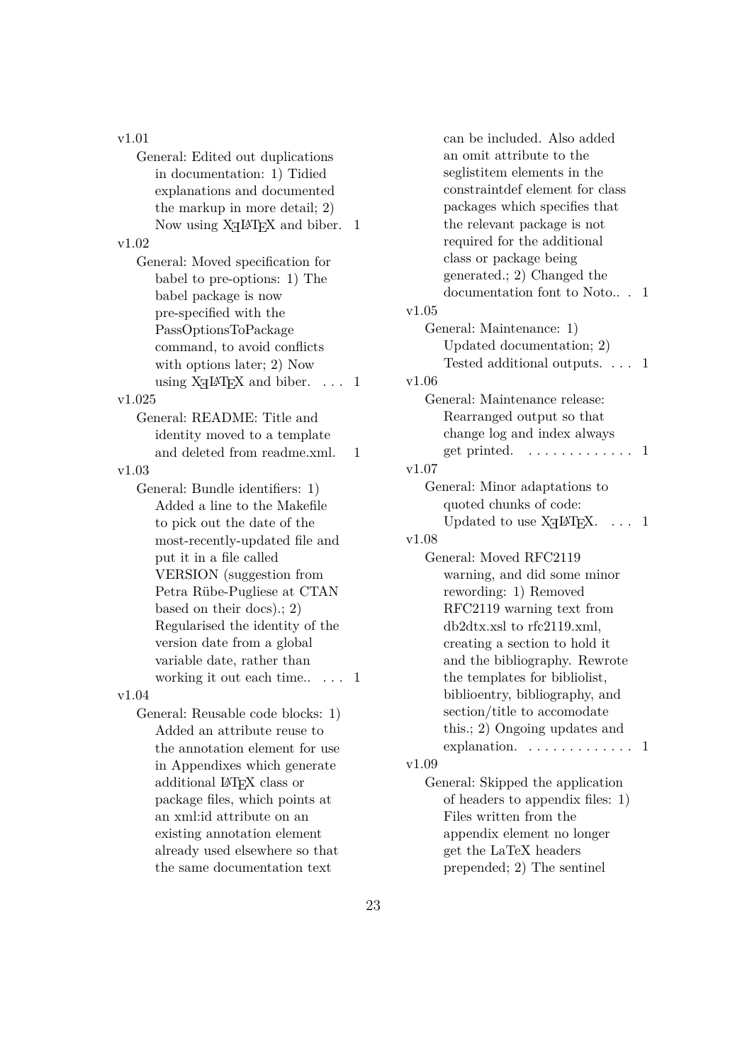v1.01

- General: Edited out duplications in documentation: 1) Tidied explanations and documented the markup in more detail; 2) Now using XƎLaTeX and biber. 1

v1.02

- General: Moved specification for babel to pre-options: 1) The babel package is now pre-specified with the PassOptionsToPackage command, to avoid conflicts with options later; 2) Now using XƎLaTeX and biber. . . . 1

v1.025

- General: README: Title and identity moved to a template and deleted from readme.xml. 1

v1.03

- General: Bundle identifiers: 1) Added a line to the Makefile to pick out the date of the most-recently-updated file and put it in a file called VERSION (suggestion from Petra Rübe-Pugliese at CTAN based on their docs).; 2) Regularised the identity of the version date from a global variable date, rather than working it out each time.. . . . 1

v1.04

- General: Reusable code blocks: 1) Added an attribute reuse to the annotation element for use in Appendixes which generate additional LaTeX class or package files, which points at an xml:id attribute on an existing annotation element already used elsewhere so that the same documentation text can be included. Also added an omit attribute to the seglistitem elements in the constraintdef element for class packages which specifies that the relevant package is not required for the additional class or package being generated.; 2) Changed the documentation font to Noto.. . 1

v1.05

- General: Maintenance: 1) Updated documentation; 2) Tested additional outputs. . . . 1

v1.06

- General: Maintenance release: Rearranged output so that change log and index always get printed. . . . . . . . . . . . . . 1

v1.07

- General: Minor adaptations to quoted chunks of code: Updated to use XƎLaTeX. . . . 1

v1.08

- General: Moved RFC2119 warning, and did some minor rewording: 1) Removed RFC2119 warning text from db2dtx.xsl to rfc2119.xml, creating a section to hold it and the bibliography. Rewrote the templates for bibliolist, biblioentry, bibliography, and section/title to accomodate this.; 2) Ongoing updates and explanation. . . . . . . . . . . . . . 1

v1.09

- General: Skipped the application of headers to appendix files: 1) Files written from the appendix element no longer get the LaTeX headers prepended; 2) The sentinel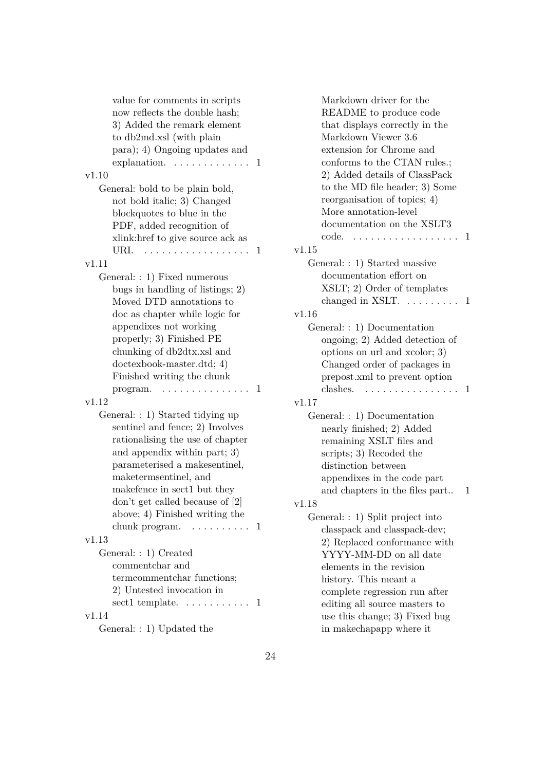value for comments in scripts now reflects the double hash; 3) Added the remark element to db2md.xsl (with plain para); 4) Ongoing updates and explanation. . . . . . . . . . . . . . 1

v1.10

General: bold to be plain bold, not bold italic; 3) Changed blockquotes to blue in the PDF, added recognition of xlink:href to give source ack as URI. . . . . . . . . . . . . . . . . . . 1

v1.11

General: : 1) Fixed numerous bugs in handling of listings; 2) Moved DTD annotations to doc as chapter while logic for appendixes not working properly; 3) Finished PE chunking of db2dtx.xsl and doctexbook-master.dtd; 4) Finished writing the chunk program. . . . . . . . . . . . . . . . 1

v1.12

General: : 1) Started tidying up sentinel and fence; 2) Involves rationalising the use of chapter and appendix within part; 3) parameterised a makesentinel, maketermsentinel, and makefence in sect1 but they don't get called because of [2] above; 4) Finished writing the chunk program. . . . . . . . . . 1

v1.13

General: : 1) Created commentchar and termcommentchar functions; 2) Untested invocation in sect1 template. . . . . . . . . . . 1

v1.14

General: : 1) Updated the Markdown driver for the README to produce code that displays correctly in the Markdown Viewer 3.6 extension for Chrome and conforms to the CTAN rules.; 2) Added details of ClassPack to the MD file header; 3) Some reorganisation of topics; 4) More annotation-level documentation on the XSLT3 code. . . . . . . . . . . . . . . . . . . 1

v1.15

General: : 1) Started massive documentation effort on XSLT; 2) Order of templates changed in XSLT. . . . . . . . . 1

v1.16

General: : 1) Documentation ongoing; 2) Added detection of options on url and xcolor; 3) Changed order of packages in prepost.xml to prevent option clashes. . . . . . . . . . . . . . . . . 1

v1.17

General: : 1) Documentation nearly finished; 2) Added remaining XSLT files and scripts; 3) Recoded the distinction between appendixes in the code part and chapters in the files part.. 1

v1.18

General: : 1) Split project into classpack and classpack-dev; 2) Replaced conformance with YYYY-MM-DD on all date elements in the revision history. This meant a complete regression run after editing all source masters to use this change; 3) Fixed bug in makechapapp where it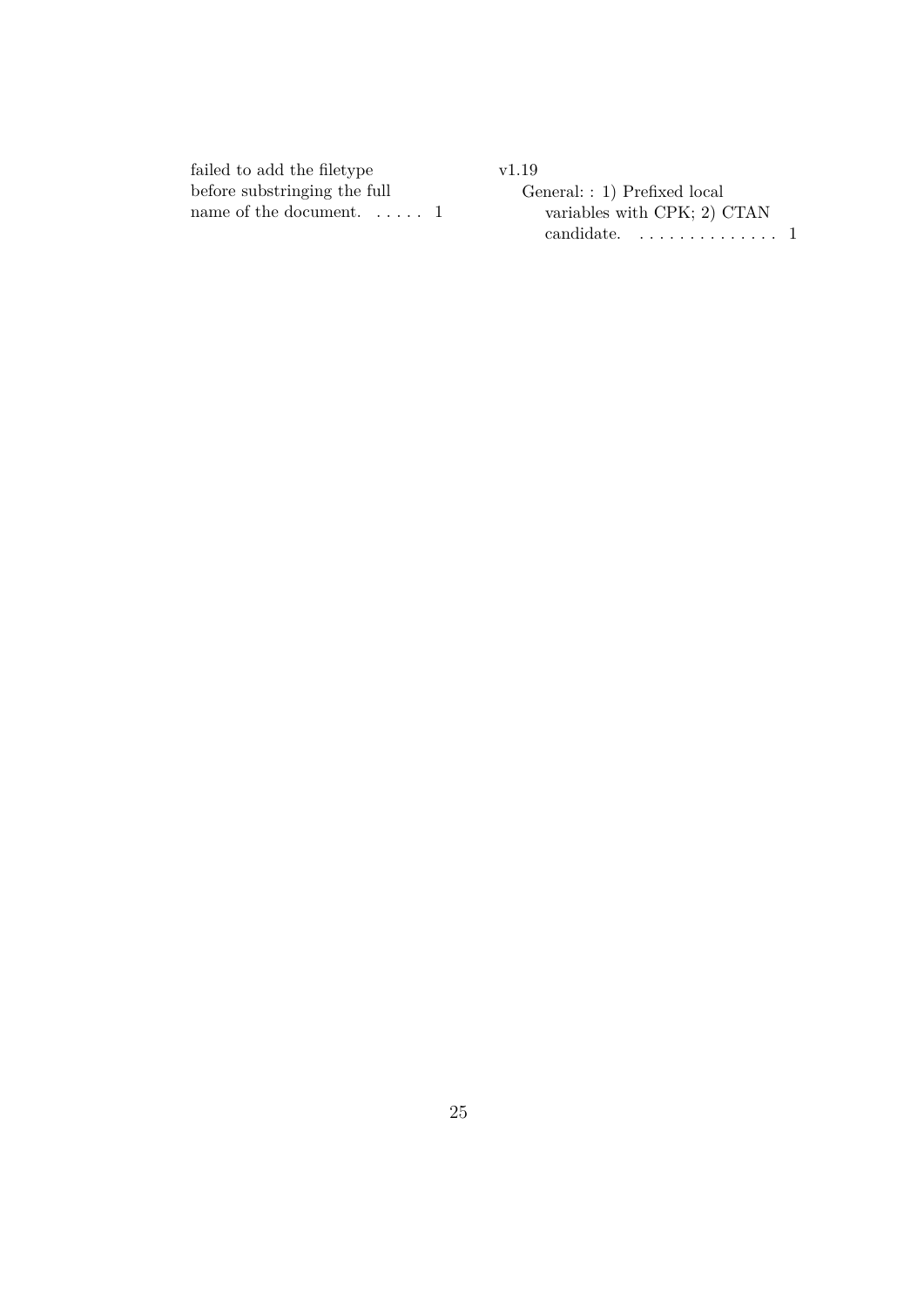failed to add the filetype before substringing the full name of the document. . . . . . 1

v1.19

General: : 1) Prefixed local variables with CPK; 2) CTAN candidate. . . . . . . . . . . . . . . 1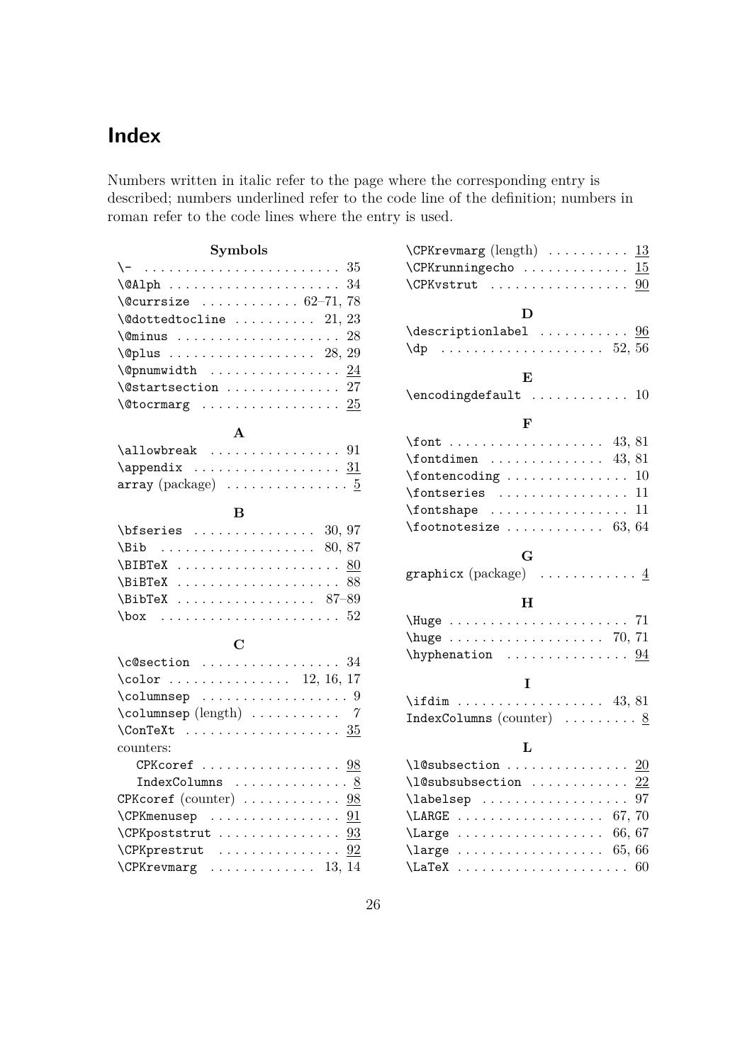# Index

Numbers written in italic refer to the page where the corresponding entry is described; numbers underlined refer to the code line of the definition; numbers in roman refer to the code lines where the entry is used.

### Symbols

- `\-` . . . 35
- `\@Alph` . . . 34
- `\@currsize` . . . 62–71, 78
- `\@dottedtocline` . . . 21, 23
- `\@minus` . . . 28
- `\@plus` . . . 28, 29
- `\@pnumwidth` . . . 24
- `\@startsection` . . . 27
- `\@tocrmarg` . . . 25

### A

- `\allowbreak` . . . 91
- `\appendix` . . . 31
- `array` (package) . . . 5

### B

- `\bfseries` . . . 30, 97
- `\Bib` . . . 80, 87
- `\BIBTeX` . . . 80
- `\BiBTeX` . . . 88
- `\BibTeX` . . . 87–89
- `\box` . . . 52

### C

- `\c@section` . . . 34
- `\color` . . . 12, 16, 17
- `\columnsep` . . . 9
- `\columnsep` (length) . . . *7*
- `\ConTeXt` . . . 35
- counters:
  - `CPKcoref` . . . 98
  - `IndexColumns` . . . 8
- `CPKcoref` (counter) . . . 98
- `\CPKmenusep` . . . 91
- `\CPKpoststrut` . . . 93
- `\CPKprestrut` . . . 92
- `\CPKrevmarg` . . . 13, 14
- `\CPKrevmarg` (length) . . . 13
- `\CPKrunningecho` . . . 15
- `\CPKvstrut` . . . 90

### D

- `\descriptionlabel` . . . 96
- `\dp` . . . 52, 56

### E

- `\encodingdefault` . . . 10

### F

- `\font` . . . 43, 81
- `\fontdimen` . . . 43, 81
- `\fontencoding` . . . 10
- `\fontseries` . . . 11
- `\fontshape` . . . 11
- `\footnotesize` . . . 63, 64

### G

- `graphicx` (package) . . . 4

### H

- `\Huge` . . . 71
- `\huge` . . . 70, 71
- `\hyphenation` . . . 94

### I

- `\ifdim` . . . 43, 81
- `IndexColumns` (counter) . . . 8

### L

- `\l@subsection` . . . 20
- `\l@subsubsection` . . . 22
- `\labelsep` . . . 97
- `\LARGE` . . . 67, 70
- `\Large` . . . 66, 67
- `\large` . . . 65, 66
- `\LaTeX` . . . 60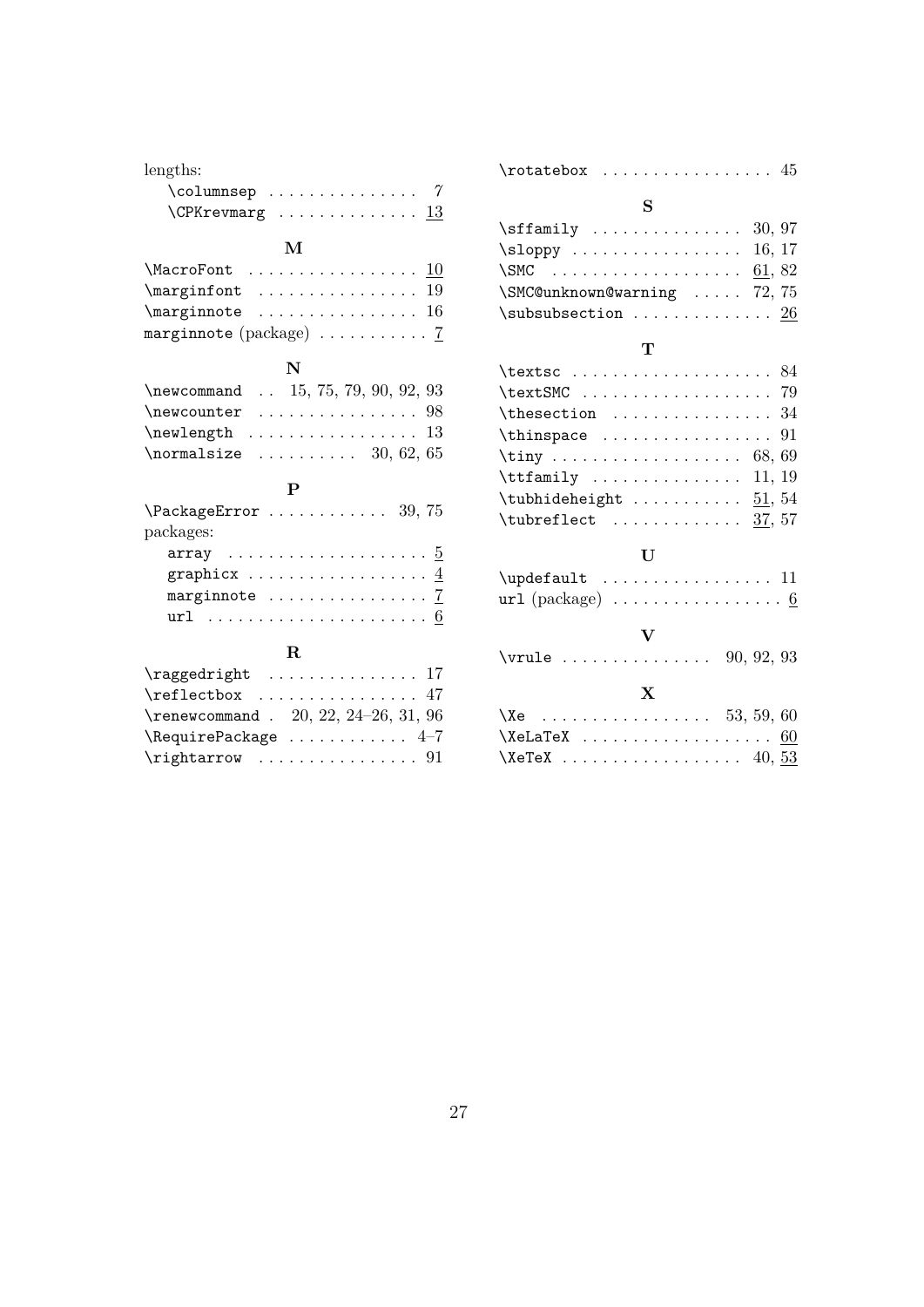lengths:

- `\columnsep` . . . . . . . . . . . . . . . *7*
- `\CPKrevmarg` . . . . . . . . . . . . . . 13

### M

`\MacroFont` . . . . . . . . . . . . . . . . 10
`\marginfont` . . . . . . . . . . . . . . . . 19
`\marginnote` . . . . . . . . . . . . . . . . 16
`marginnote` (package) . . . . . . . . . . . 7

### N

`\newcommand` . . 15, 75, 79, 90, 92, 93
`\newcounter` . . . . . . . . . . . . . . . . 98
`\newlength` . . . . . . . . . . . . . . . . . 13
`\normalsize` . . . . . . . . . . 30, 62, 65

### P

`\PackageError` . . . . . . . . . . . . 39, 75
packages:

- `array` . . . . . . . . . . . . . . . . . . . . 5
- `graphicx` . . . . . . . . . . . . . . . . . . 4
- `marginnote` . . . . . . . . . . . . . . . . 7
- `url` . . . . . . . . . . . . . . . . . . . . . . 6

### R

`\raggedright` . . . . . . . . . . . . . . . 17
`\reflectbox` . . . . . . . . . . . . . . . . 47
`\renewcommand` . 20, 22, 24–26, 31, 96
`\RequirePackage` . . . . . . . . . . . . 4–7
`\rightarrow` . . . . . . . . . . . . . . . . 91
`\rotatebox` . . . . . . . . . . . . . . . . . 45

### S

`\sffamily` . . . . . . . . . . . . . . . 30, 97
`\sloppy` . . . . . . . . . . . . . . . . . 16, 17
`\SMC` . . . . . . . . . . . . . . . . . . . 61, 82
`\SMC@unknown@warning` . . . . . 72, 75
`\subsubsection` . . . . . . . . . . . . . . 26

### T

`\textsc` . . . . . . . . . . . . . . . . . . . . 84
`\textSMC` . . . . . . . . . . . . . . . . . . . 79
`\thesection` . . . . . . . . . . . . . . . . 34
`\thinspace` . . . . . . . . . . . . . . . . . 91
`\tiny` . . . . . . . . . . . . . . . . . . . 68, 69
`\ttfamily` . . . . . . . . . . . . . . . 11, 19
`\tubhideheight` . . . . . . . . . . . 51, 54
`\tubreflect` . . . . . . . . . . . . . 37, 57

### U

`\updefault` . . . . . . . . . . . . . . . . . 11
`url` (package) . . . . . . . . . . . . . . . . 6

### V

`\vrule` . . . . . . . . . . . . . . . 90, 92, 93

### X

`\Xe` . . . . . . . . . . . . . . . . . 53, 59, 60
`\XeLaTeX` . . . . . . . . . . . . . . . . . . . 60
`\XeTeX` . . . . . . . . . . . . . . . . . . 40, 53